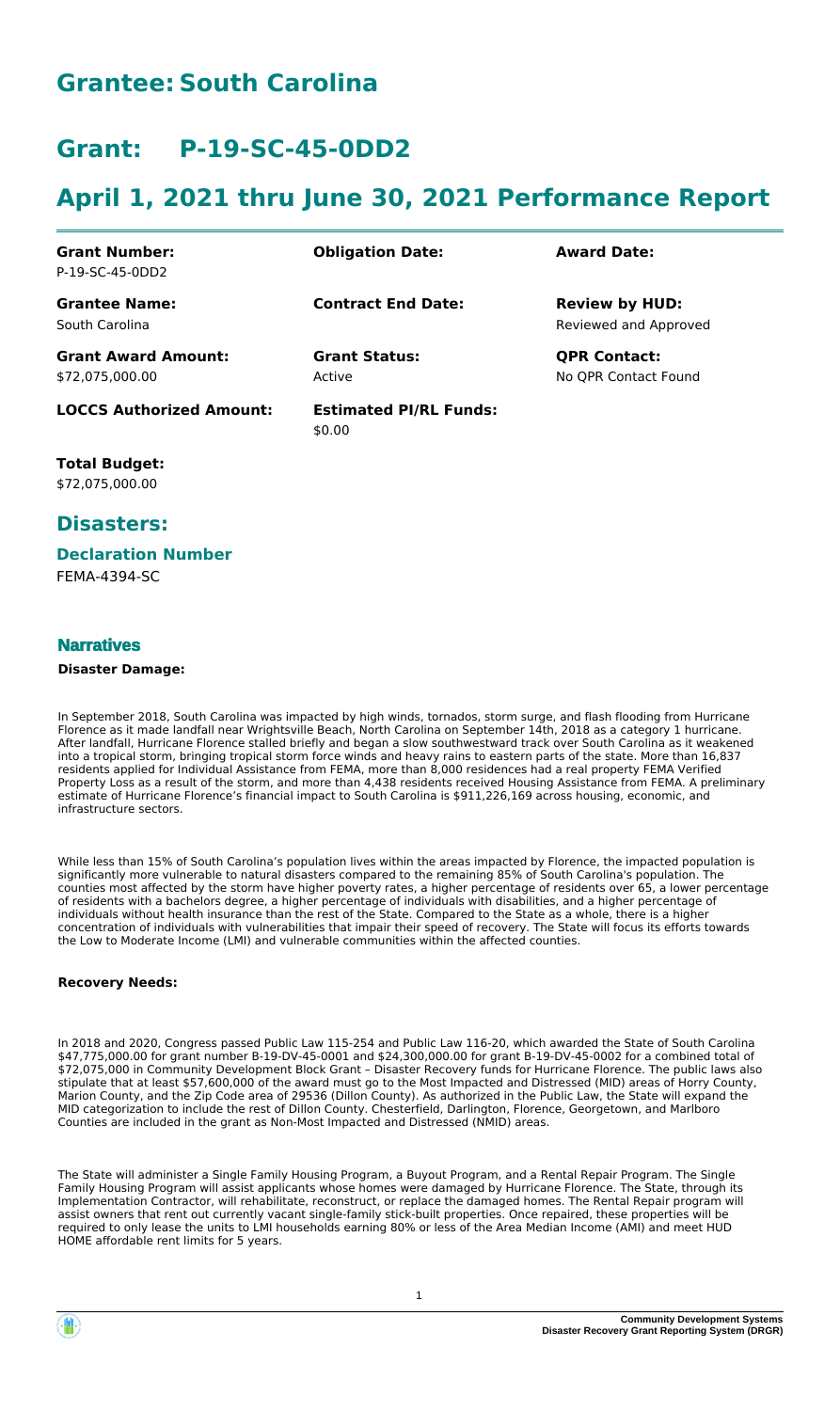# Grantee: South Carolina

# Grant: P-19-SC-45-0DD2

# April 1, 2021 thru June 30, 2021 Performance Report

| **Grant Number:** | **Obligation Date:** | **Award Date:** |
|---|---|---|
| P-19-SC-45-0DD2 | | |
| **Grantee Name:** | **Contract End Date:** | **Review by HUD:** |
| South Carolina | | Reviewed and Approved |
| **Grant Award Amount:** | **Grant Status:** | **QPR Contact:** |
| \$72,075,000.00 | Active | No QPR Contact Found |
| **LOCCS Authorized Amount:** | **Estimated PI/RL Funds:** | |
| | \$0.00 | |

**Total Budget:**
\$72,075,000.00

## Disasters:

### Declaration Number

FEMA-4394-SC

### Narratives

**Disaster Damage:**

In September 2018, South Carolina was impacted by high winds, tornados, storm surge, and flash flooding from Hurricane Florence as it made landfall near Wrightsville Beach, North Carolina on September 14th, 2018 as a category 1 hurricane. After landfall, Hurricane Florence stalled briefly and began a slow southwestward track over South Carolina as it weakened into a tropical storm, bringing tropical storm force winds and heavy rains to eastern parts of the state. More than 16,837 residents applied for Individual Assistance from FEMA, more than 8,000 residences had a real property FEMA Verified Property Loss as a result of the storm, and more than 4,438 residents received Housing Assistance from FEMA. A preliminary estimate of Hurricane Florence's financial impact to South Carolina is \$911,226,169 across housing, economic, and infrastructure sectors.

While less than 15% of South Carolina's population lives within the areas impacted by Florence, the impacted population is significantly more vulnerable to natural disasters compared to the remaining 85% of South Carolina's population. The counties most affected by the storm have higher poverty rates, a higher percentage of residents over 65, a lower percentage of residents with a bachelors degree, a higher percentage of individuals with disabilities, and a higher percentage of individuals without health insurance than the rest of the State. Compared to the State as a whole, there is a higher concentration of individuals with vulnerabilities that impair their speed of recovery. The State will focus its efforts towards the Low to Moderate Income (LMI) and vulnerable communities within the affected counties.

**Recovery Needs:**

In 2018 and 2020, Congress passed Public Law 115-254 and Public Law 116-20, which awarded the State of South Carolina \$47,775,000.00 for grant number B-19-DV-45-0001 and \$24,300,000.00 for grant B-19-DV-45-0002 for a combined total of \$72,075,000 in Community Development Block Grant – Disaster Recovery funds for Hurricane Florence. The public laws also stipulate that at least \$57,600,000 of the award must go to the Most Impacted and Distressed (MID) areas of Horry County, Marion County, and the Zip Code area of 29536 (Dillon County). As authorized in the Public Law, the State will expand the MID categorization to include the rest of Dillon County. Chesterfield, Darlington, Florence, Georgetown, and Marlboro Counties are included in the grant as Non-Most Impacted and Distressed (NMID) areas.

The State will administer a Single Family Housing Program, a Buyout Program, and a Rental Repair Program. The Single Family Housing Program will assist applicants whose homes were damaged by Hurricane Florence. The State, through its Implementation Contractor, will rehabilitate, reconstruct, or replace the damaged homes. The Rental Repair program will assist owners that rent out currently vacant single-family stick-built properties. Once repaired, these properties will be required to only lease the units to LMI households earning 80% or less of the Area Median Income (AMI) and meet HUD HOME affordable rent limits for 5 years.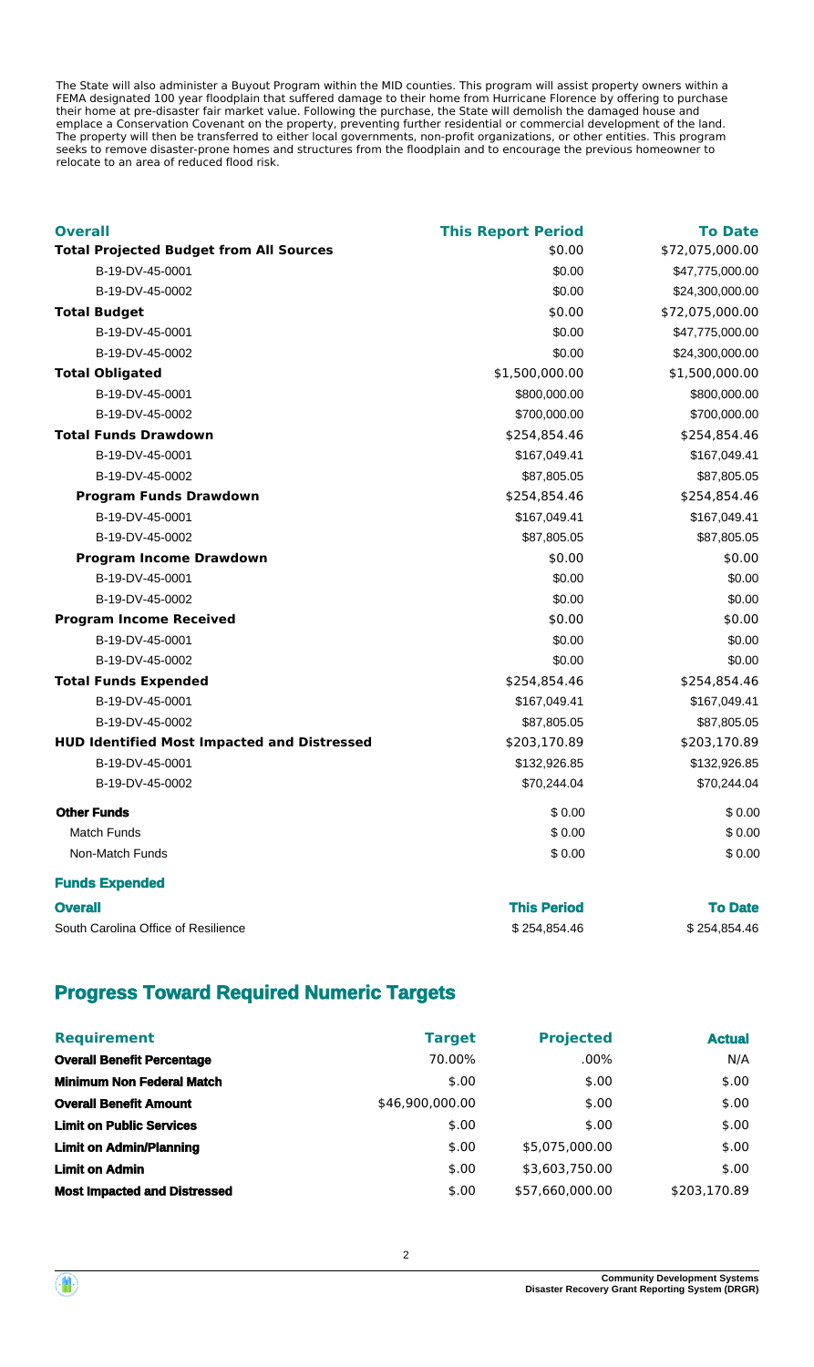The State will also administer a Buyout Program within the MID counties. This program will assist property owners within a FEMA designated 100 year floodplain that suffered damage to their home from Hurricane Florence by offering to purchase their home at pre-disaster fair market value. Following the purchase, the State will demolish the damaged house and emplace a Conservation Covenant on the property, preventing further residential or commercial development of the land. The property will then be transferred to either local governments, non-profit organizations, or other entities. This program seeks to remove disaster-prone homes and structures from the floodplain and to encourage the previous homeowner to relocate to an area of reduced flood risk.

| Overall | This Report Period | To Date |
|---|---|---|
| **Total Projected Budget from All Sources** | $0.00 | $72,075,000.00 |
| B-19-DV-45-0001 | $0.00 | $47,775,000.00 |
| B-19-DV-45-0002 | $0.00 | $24,300,000.00 |
| **Total Budget** | $0.00 | $72,075,000.00 |
| B-19-DV-45-0001 | $0.00 | $47,775,000.00 |
| B-19-DV-45-0002 | $0.00 | $24,300,000.00 |
| **Total Obligated** | $1,500,000.00 | $1,500,000.00 |
| B-19-DV-45-0001 | $800,000.00 | $800,000.00 |
| B-19-DV-45-0002 | $700,000.00 | $700,000.00 |
| **Total Funds Drawdown** | $254,854.46 | $254,854.46 |
| B-19-DV-45-0001 | $167,049.41 | $167,049.41 |
| B-19-DV-45-0002 | $87,805.05 | $87,805.05 |
| **Program Funds Drawdown** | $254,854.46 | $254,854.46 |
| B-19-DV-45-0001 | $167,049.41 | $167,049.41 |
| B-19-DV-45-0002 | $87,805.05 | $87,805.05 |
| **Program Income Drawdown** | $0.00 | $0.00 |
| B-19-DV-45-0001 | $0.00 | $0.00 |
| B-19-DV-45-0002 | $0.00 | $0.00 |
| **Program Income Received** | $0.00 | $0.00 |
| B-19-DV-45-0001 | $0.00 | $0.00 |
| B-19-DV-45-0002 | $0.00 | $0.00 |
| **Total Funds Expended** | $254,854.46 | $254,854.46 |
| B-19-DV-45-0001 | $167,049.41 | $167,049.41 |
| B-19-DV-45-0002 | $87,805.05 | $87,805.05 |
| **HUD Identified Most Impacted and Distressed** | $203,170.89 | $203,170.89 |
| B-19-DV-45-0001 | $132,926.85 | $132,926.85 |
| B-19-DV-45-0002 | $70,244.04 | $70,244.04 |
| **Other Funds** | $ 0.00 | $ 0.00 |
| Match Funds | $ 0.00 | $ 0.00 |
| Non-Match Funds | $ 0.00 | $ 0.00 |

**Funds Expended**

| Overall | This Period | To Date |
|---|---|---|
| South Carolina Office of Resilience | $ 254,854.46 | $ 254,854.46 |

## Progress Toward Required Numeric Targets

| Requirement | Target | Projected | Actual |
|---|---|---|---|
| **Overall Benefit Percentage** | 70.00% | .00% | N/A |
| **Minimum Non Federal Match** | $.00 | $.00 | $.00 |
| **Overall Benefit Amount** | $46,900,000.00 | $.00 | $.00 |
| **Limit on Public Services** | $.00 | $.00 | $.00 |
| **Limit on Admin/Planning** | $.00 | $5,075,000.00 | $.00 |
| **Limit on Admin** | $.00 | $3,603,750.00 | $.00 |
| **Most Impacted and Distressed** | $.00 | $57,660,000.00 | $203,170.89 |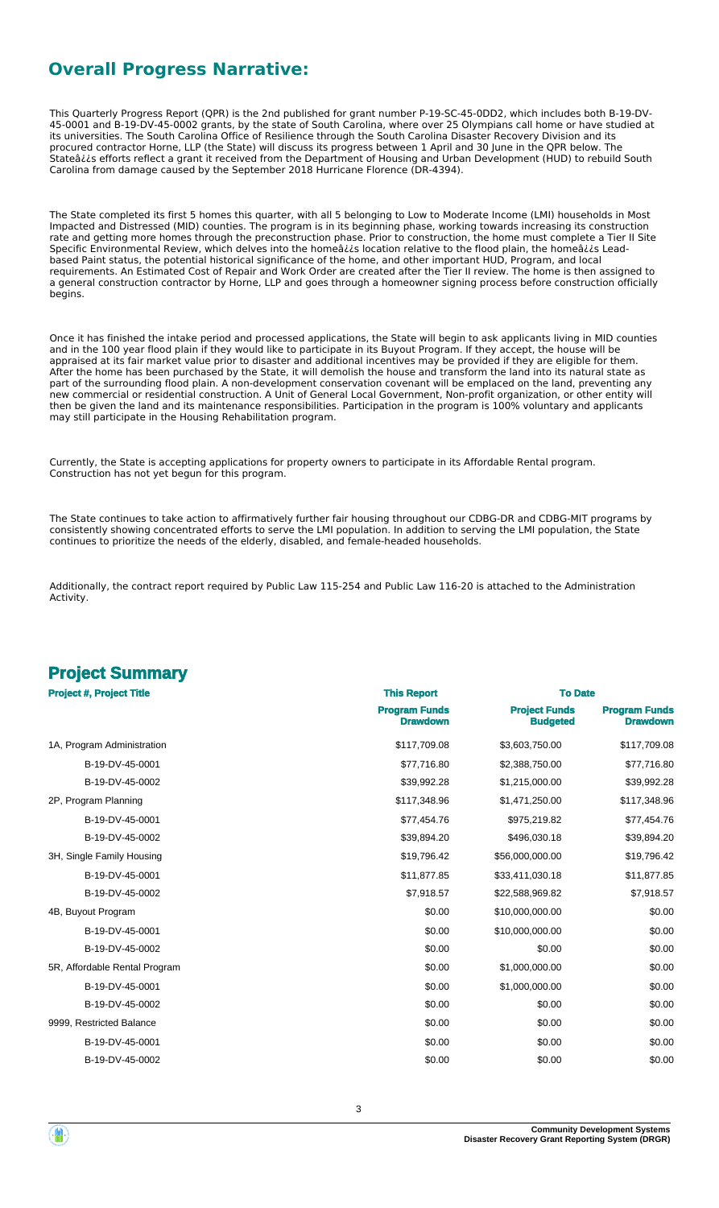## Overall Progress Narrative:

This Quarterly Progress Report (QPR) is the 2nd published for grant number P-19-SC-45-0DD2, which includes both B-19-DV-45-0001 and B-19-DV-45-0002 grants, by the state of South Carolina, where over 25 Olympians call home or have studied at its universities. The South Carolina Office of Resilience through the South Carolina Disaster Recovery Division and its procured contractor Horne, LLP (the State) will discuss its progress between 1 April and 30 June in the QPR below. The Stateâ¿¿s efforts reflect a grant it received from the Department of Housing and Urban Development (HUD) to rebuild South Carolina from damage caused by the September 2018 Hurricane Florence (DR-4394).

The State completed its first 5 homes this quarter, with all 5 belonging to Low to Moderate Income (LMI) households in Most Impacted and Distressed (MID) counties. The program is in its beginning phase, working towards increasing its construction rate and getting more homes through the preconstruction phase. Prior to construction, the home must complete a Tier II Site Specific Environmental Review, which delves into the homeâ¿¿s location relative to the flood plain, the homeâ¿¿s Lead-based Paint status, the potential historical significance of the home, and other important HUD, Program, and local requirements. An Estimated Cost of Repair and Work Order are created after the Tier II review. The home is then assigned to a general construction contractor by Horne, LLP and goes through a homeowner signing process before construction officially begins.

Once it has finished the intake period and processed applications, the State will begin to ask applicants living in MID counties and in the 100 year flood plain if they would like to participate in its Buyout Program. If they accept, the house will be appraised at its fair market value prior to disaster and additional incentives may be provided if they are eligible for them. After the home has been purchased by the State, it will demolish the house and transform the land into its natural state as part of the surrounding flood plain. A non-development conservation covenant will be emplaced on the land, preventing any new commercial or residential construction. A Unit of General Local Government, Non-profit organization, or other entity will then be given the land and its maintenance responsibilities. Participation in the program is 100% voluntary and applicants may still participate in the Housing Rehabilitation program.

Currently, the State is accepting applications for property owners to participate in its Affordable Rental program. Construction has not yet begun for this program.

The State continues to take action to affirmatively further fair housing throughout our CDBG-DR and CDBG-MIT programs by consistently showing concentrated efforts to serve the LMI population. In addition to serving the LMI population, the State continues to prioritize the needs of the elderly, disabled, and female-headed households.

Additionally, the contract report required by Public Law 115-254 and Public Law 116-20 is attached to the Administration Activity.

## Project Summary

| Project #, Project Title | This Report | To Date | |
|---|---|---|---|
| | **Program Funds Drawdown** | **Project Funds Budgeted** | **Program Funds Drawdown** |
| 1A, Program Administration | $117,709.08 | $3,603,750.00 | $117,709.08 |
| B-19-DV-45-0001 | $77,716.80 | $2,388,750.00 | $77,716.80 |
| B-19-DV-45-0002 | $39,992.28 | $1,215,000.00 | $39,992.28 |
| 2P, Program Planning | $117,348.96 | $1,471,250.00 | $117,348.96 |
| B-19-DV-45-0001 | $77,454.76 | $975,219.82 | $77,454.76 |
| B-19-DV-45-0002 | $39,894.20 | $496,030.18 | $39,894.20 |
| 3H, Single Family Housing | $19,796.42 | $56,000,000.00 | $19,796.42 |
| B-19-DV-45-0001 | $11,877.85 | $33,411,030.18 | $11,877.85 |
| B-19-DV-45-0002 | $7,918.57 | $22,588,969.82 | $7,918.57 |
| 4B, Buyout Program | $0.00 | $10,000,000.00 | $0.00 |
| B-19-DV-45-0001 | $0.00 | $10,000,000.00 | $0.00 |
| B-19-DV-45-0002 | $0.00 | $0.00 | $0.00 |
| 5R, Affordable Rental Program | $0.00 | $1,000,000.00 | $0.00 |
| B-19-DV-45-0001 | $0.00 | $1,000,000.00 | $0.00 |
| B-19-DV-45-0002 | $0.00 | $0.00 | $0.00 |
| 9999, Restricted Balance | $0.00 | $0.00 | $0.00 |
| B-19-DV-45-0001 | $0.00 | $0.00 | $0.00 |
| B-19-DV-45-0002 | $0.00 | $0.00 | $0.00 |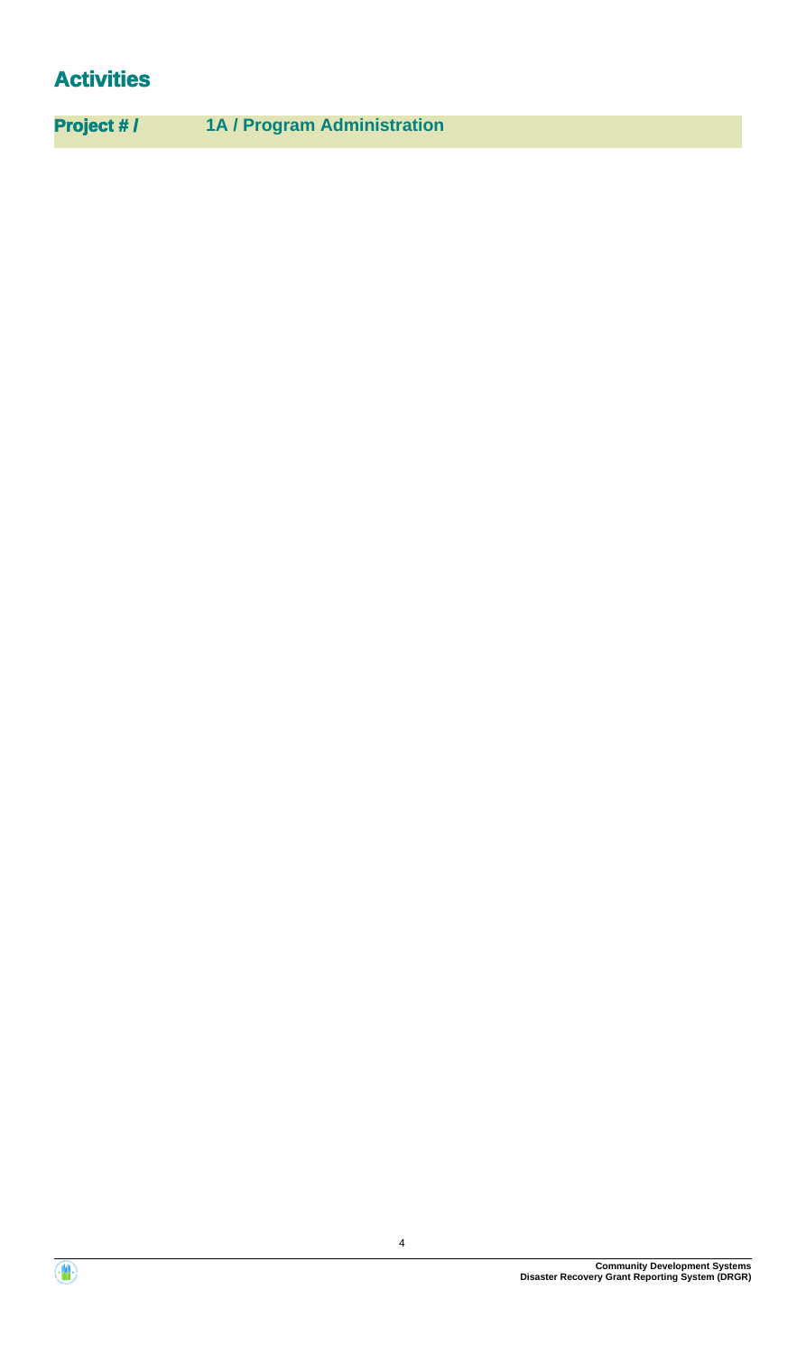# Activities

| **Project # /** | **1A / Program Administration** |
| --- | --- |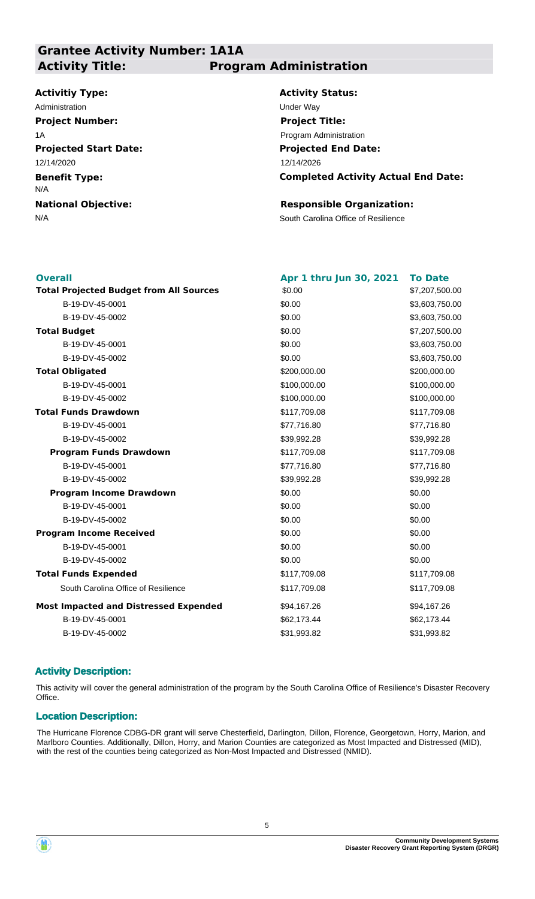## Grantee Activity Number: 1A1A

## Activity Title: Program Administration

**Activitiy Type:**
Administration

**Activity Status:**
Under Way

**Project Number:**
1A

**Project Title:**
Program Administration

**Projected Start Date:**
12/14/2020

**Projected End Date:**
12/14/2026

**Benefit Type:**
N/A

**Completed Activity Actual End Date:**

**National Objective:**
N/A

**Responsible Organization:**
South Carolina Office of Resilience

| Overall | Apr 1 thru Jun 30, 2021 | To Date |
|---|---|---|
| **Total Projected Budget from All Sources** | $0.00 | $7,207,500.00 |
| B-19-DV-45-0001 | $0.00 | $3,603,750.00 |
| B-19-DV-45-0002 | $0.00 | $3,603,750.00 |
| **Total Budget** | $0.00 | $7,207,500.00 |
| B-19-DV-45-0001 | $0.00 | $3,603,750.00 |
| B-19-DV-45-0002 | $0.00 | $3,603,750.00 |
| **Total Obligated** | $200,000.00 | $200,000.00 |
| B-19-DV-45-0001 | $100,000.00 | $100,000.00 |
| B-19-DV-45-0002 | $100,000.00 | $100,000.00 |
| **Total Funds Drawdown** | $117,709.08 | $117,709.08 |
| B-19-DV-45-0001 | $77,716.80 | $77,716.80 |
| B-19-DV-45-0002 | $39,992.28 | $39,992.28 |
| **Program Funds Drawdown** | $117,709.08 | $117,709.08 |
| B-19-DV-45-0001 | $77,716.80 | $77,716.80 |
| B-19-DV-45-0002 | $39,992.28 | $39,992.28 |
| **Program Income Drawdown** | $0.00 | $0.00 |
| B-19-DV-45-0001 | $0.00 | $0.00 |
| B-19-DV-45-0002 | $0.00 | $0.00 |
| **Program Income Received** | $0.00 | $0.00 |
| B-19-DV-45-0001 | $0.00 | $0.00 |
| B-19-DV-45-0002 | $0.00 | $0.00 |
| **Total Funds Expended** | $117,709.08 | $117,709.08 |
| South Carolina Office of Resilience | $117,709.08 | $117,709.08 |
| **Most Impacted and Distressed Expended** | $94,167.26 | $94,167.26 |
| B-19-DV-45-0001 | $62,173.44 | $62,173.44 |
| B-19-DV-45-0002 | $31,993.82 | $31,993.82 |

### Activity Description:

This activity will cover the general administration of the program by the South Carolina Office of Resilience's Disaster Recovery Office.

### Location Description:

The Hurricane Florence CDBG-DR grant will serve Chesterfield, Darlington, Dillon, Florence, Georgetown, Horry, Marion, and Marlboro Counties. Additionally, Dillon, Horry, and Marion Counties are categorized as Most Impacted and Distressed (MID), with the rest of the counties being categorized as Non-Most Impacted and Distressed (NMID).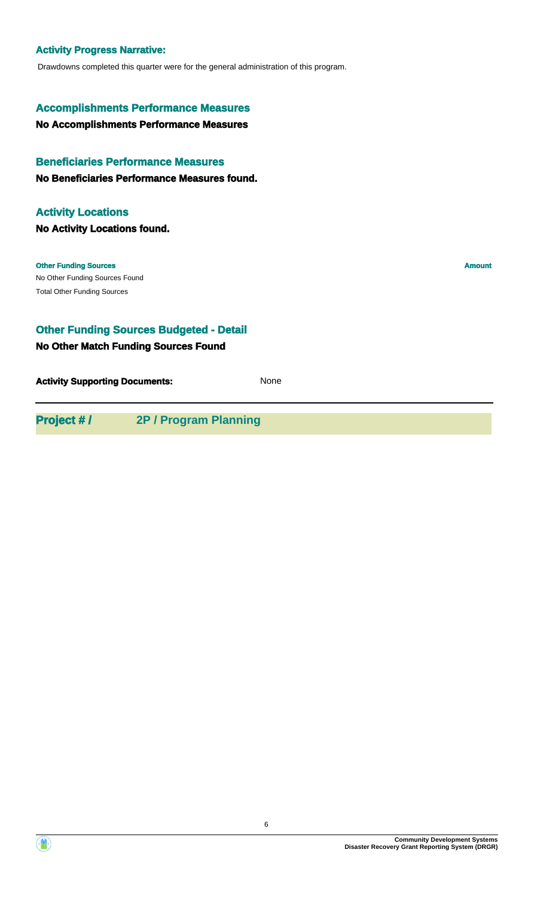### Activity Progress Narrative:

Drawdowns completed this quarter were for the general administration of this program.

## Accomplishments Performance Measures

**No Accomplishments Performance Measures**

## Beneficiaries Performance Measures

**No Beneficiaries Performance Measures found.**

## Activity Locations

**No Activity Locations found.**

| Other Funding Sources | Amount |
| --- | --- |
| No Other Funding Sources Found | |
| Total Other Funding Sources | |

## Other Funding Sources Budgeted - Detail

**No Other Match Funding Sources Found**

**Activity Supporting Documents:** None

---

## Project # / 2P / Program Planning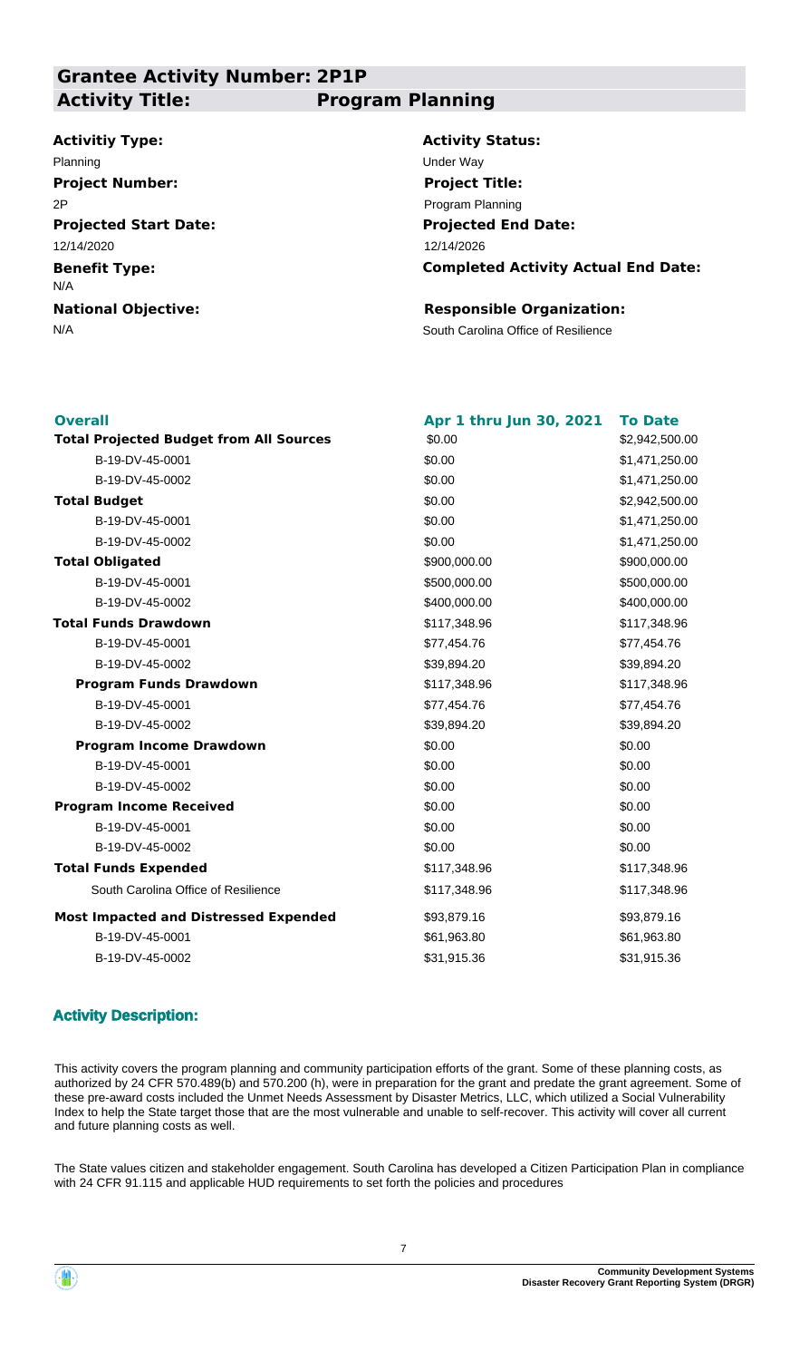## Grantee Activity Number: 2P1P
## Activity Title: Program Planning

**Activitiy Type:**
Planning

**Activity Status:**
Under Way

**Project Number:**
2P

**Project Title:**
Program Planning

**Projected Start Date:**
12/14/2020

**Projected End Date:**
12/14/2026

**Benefit Type:**
N/A

**Completed Activity Actual End Date:**

**National Objective:**
N/A

**Responsible Organization:**
South Carolina Office of Resilience

| Overall | Apr 1 thru Jun 30, 2021 | To Date |
|---|---|---|
| **Total Projected Budget from All Sources** | $0.00 | $2,942,500.00 |
| B-19-DV-45-0001 | $0.00 | $1,471,250.00 |
| B-19-DV-45-0002 | $0.00 | $1,471,250.00 |
| **Total Budget** | $0.00 | $2,942,500.00 |
| B-19-DV-45-0001 | $0.00 | $1,471,250.00 |
| B-19-DV-45-0002 | $0.00 | $1,471,250.00 |
| **Total Obligated** | $900,000.00 | $900,000.00 |
| B-19-DV-45-0001 | $500,000.00 | $500,000.00 |
| B-19-DV-45-0002 | $400,000.00 | $400,000.00 |
| **Total Funds Drawdown** | $117,348.96 | $117,348.96 |
| B-19-DV-45-0001 | $77,454.76 | $77,454.76 |
| B-19-DV-45-0002 | $39,894.20 | $39,894.20 |
| **Program Funds Drawdown** | $117,348.96 | $117,348.96 |
| B-19-DV-45-0001 | $77,454.76 | $77,454.76 |
| B-19-DV-45-0002 | $39,894.20 | $39,894.20 |
| **Program Income Drawdown** | $0.00 | $0.00 |
| B-19-DV-45-0001 | $0.00 | $0.00 |
| B-19-DV-45-0002 | $0.00 | $0.00 |
| **Program Income Received** | $0.00 | $0.00 |
| B-19-DV-45-0001 | $0.00 | $0.00 |
| B-19-DV-45-0002 | $0.00 | $0.00 |
| **Total Funds Expended** | $117,348.96 | $117,348.96 |
| South Carolina Office of Resilience | $117,348.96 | $117,348.96 |
| **Most Impacted and Distressed Expended** | $93,879.16 | $93,879.16 |
| B-19-DV-45-0001 | $61,963.80 | $61,963.80 |
| B-19-DV-45-0002 | $31,915.36 | $31,915.36 |

### Activity Description:

This activity covers the program planning and community participation efforts of the grant. Some of these planning costs, as authorized by 24 CFR 570.489(b) and 570.200 (h), were in preparation for the grant and predate the grant agreement. Some of these pre-award costs included the Unmet Needs Assessment by Disaster Metrics, LLC, which utilized a Social Vulnerability Index to help the State target those that are the most vulnerable and unable to self-recover. This activity will cover all current and future planning costs as well.

The State values citizen and stakeholder engagement. South Carolina has developed a Citizen Participation Plan in compliance with 24 CFR 91.115 and applicable HUD requirements to set forth the policies and procedures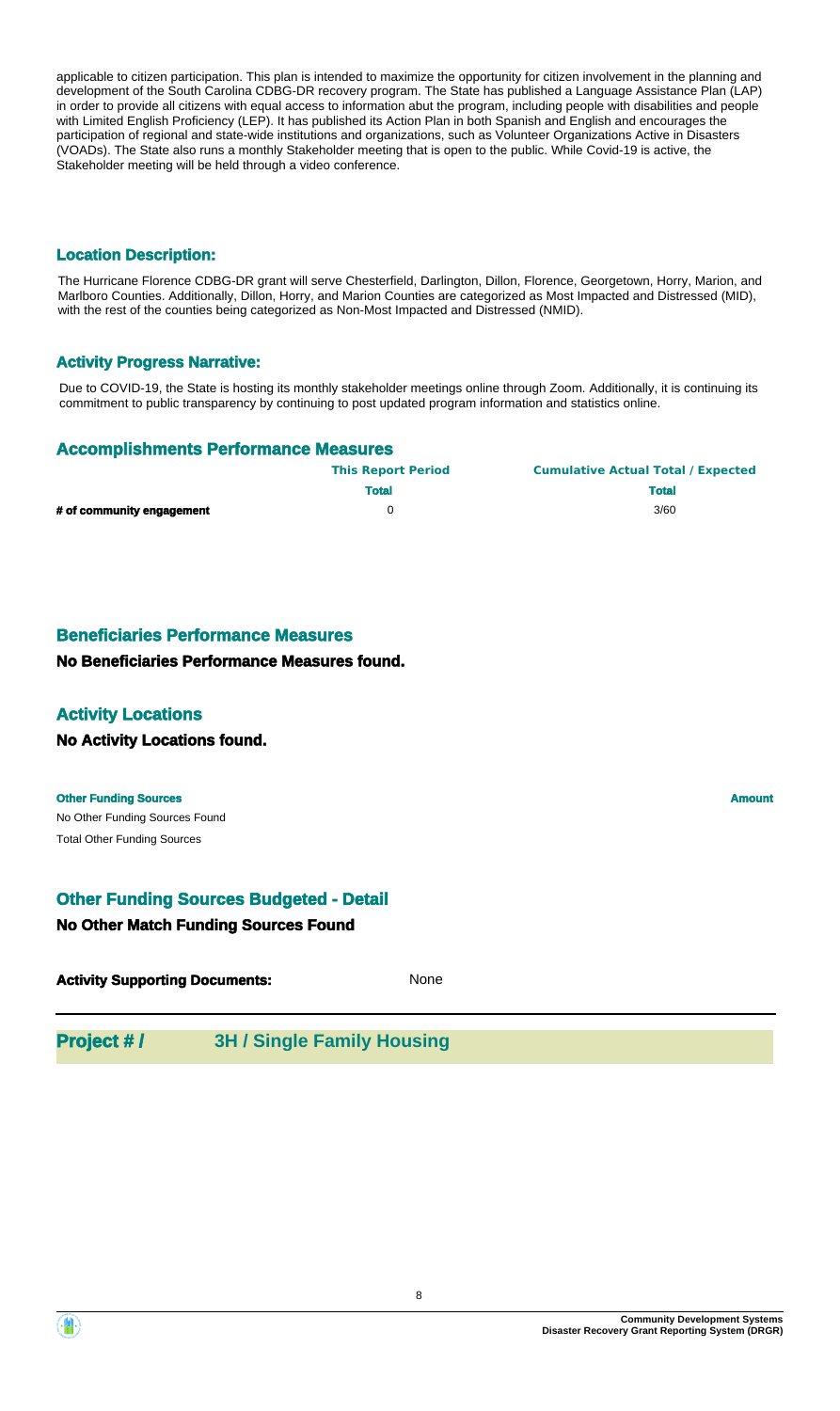applicable to citizen participation. This plan is intended to maximize the opportunity for citizen involvement in the planning and development of the South Carolina CDBG-DR recovery program. The State has published a Language Assistance Plan (LAP) in order to provide all citizens with equal access to information abut the program, including people with disabilities and people with Limited English Proficiency (LEP). It has published its Action Plan in both Spanish and English and encourages the participation of regional and state-wide institutions and organizations, such as Volunteer Organizations Active in Disasters (VOADs). The State also runs a monthly Stakeholder meeting that is open to the public. While Covid-19 is active, the Stakeholder meeting will be held through a video conference.

### Location Description:

The Hurricane Florence CDBG-DR grant will serve Chesterfield, Darlington, Dillon, Florence, Georgetown, Horry, Marion, and Marlboro Counties. Additionally, Dillon, Horry, and Marion Counties are categorized as Most Impacted and Distressed (MID), with the rest of the counties being categorized as Non-Most Impacted and Distressed (NMID).

### Activity Progress Narrative:

Due to COVID-19, the State is hosting its monthly stakeholder meetings online through Zoom. Additionally, it is continuing its commitment to public transparency by continuing to post updated program information and statistics online.

### Accomplishments Performance Measures

| | This Report Period | Cumulative Actual Total / Expected |
|---|---|---|
| | Total | Total |
| # of community engagement | 0 | 3/60 |

### Beneficiaries Performance Measures

**No Beneficiaries Performance Measures found.**

### Activity Locations

**No Activity Locations found.**

| Other Funding Sources | Amount |
|---|---|
| No Other Funding Sources Found | |
| Total Other Funding Sources | |

### Other Funding Sources Budgeted - Detail

**No Other Match Funding Sources Found**

**Activity Supporting Documents:** None

## Project # / 3H / Single Family Housing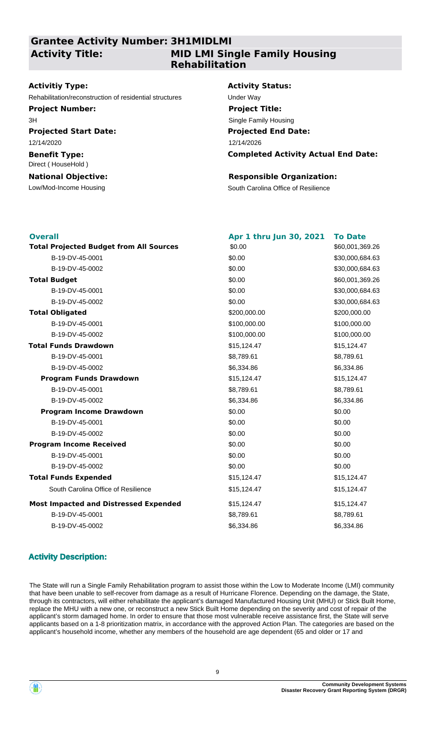## Grantee Activity Number: 3H1MIDLMI

## Activity Title: MID LMI Single Family Housing Rehabilitation

**Activitiy Type:**
Rehabilitation/reconstruction of residential structures

**Activity Status:**
Under Way

**Project Number:**
3H

**Project Title:**
Single Family Housing

**Projected Start Date:**
12/14/2020

**Projected End Date:**
12/14/2026

**Benefit Type:**
Direct ( HouseHold )

**Completed Activity Actual End Date:**

**National Objective:**
Low/Mod-Income Housing

**Responsible Organization:**
South Carolina Office of Resilience

| Overall | Apr 1 thru Jun 30, 2021 | To Date |
|---|---|---|
| **Total Projected Budget from All Sources** | $0.00 | $60,001,369.26 |
| B-19-DV-45-0001 | $0.00 | $30,000,684.63 |
| B-19-DV-45-0002 | $0.00 | $30,000,684.63 |
| **Total Budget** | $0.00 | $60,001,369.26 |
| B-19-DV-45-0001 | $0.00 | $30,000,684.63 |
| B-19-DV-45-0002 | $0.00 | $30,000,684.63 |
| **Total Obligated** | $200,000.00 | $200,000.00 |
| B-19-DV-45-0001 | $100,000.00 | $100,000.00 |
| B-19-DV-45-0002 | $100,000.00 | $100,000.00 |
| **Total Funds Drawdown** | $15,124.47 | $15,124.47 |
| B-19-DV-45-0001 | $8,789.61 | $8,789.61 |
| B-19-DV-45-0002 | $6,334.86 | $6,334.86 |
| **Program Funds Drawdown** | $15,124.47 | $15,124.47 |
| B-19-DV-45-0001 | $8,789.61 | $8,789.61 |
| B-19-DV-45-0002 | $6,334.86 | $6,334.86 |
| **Program Income Drawdown** | $0.00 | $0.00 |
| B-19-DV-45-0001 | $0.00 | $0.00 |
| B-19-DV-45-0002 | $0.00 | $0.00 |
| **Program Income Received** | $0.00 | $0.00 |
| B-19-DV-45-0001 | $0.00 | $0.00 |
| B-19-DV-45-0002 | $0.00 | $0.00 |
| **Total Funds Expended** | $15,124.47 | $15,124.47 |
| South Carolina Office of Resilience | $15,124.47 | $15,124.47 |
| **Most Impacted and Distressed Expended** | $15,124.47 | $15,124.47 |
| B-19-DV-45-0001 | $8,789.61 | $8,789.61 |
| B-19-DV-45-0002 | $6,334.86 | $6,334.86 |

### Activity Description:

The State will run a Single Family Rehabilitation program to assist those within the Low to Moderate Income (LMI) community that have been unable to self-recover from damage as a result of Hurricane Florence. Depending on the damage, the State, through its contractors, will either rehabilitate the applicant's damaged Manufactured Housing Unit (MHU) or Stick Built Home, replace the MHU with a new one, or reconstruct a new Stick Built Home depending on the severity and cost of repair of the applicant's storm damaged home. In order to ensure that those most vulnerable receive assistance first, the State will serve applicants based on a 1-8 prioritization matrix, in accordance with the approved Action Plan. The categories are based on the applicant's household income, whether any members of the household are age dependent (65 and older or 17 and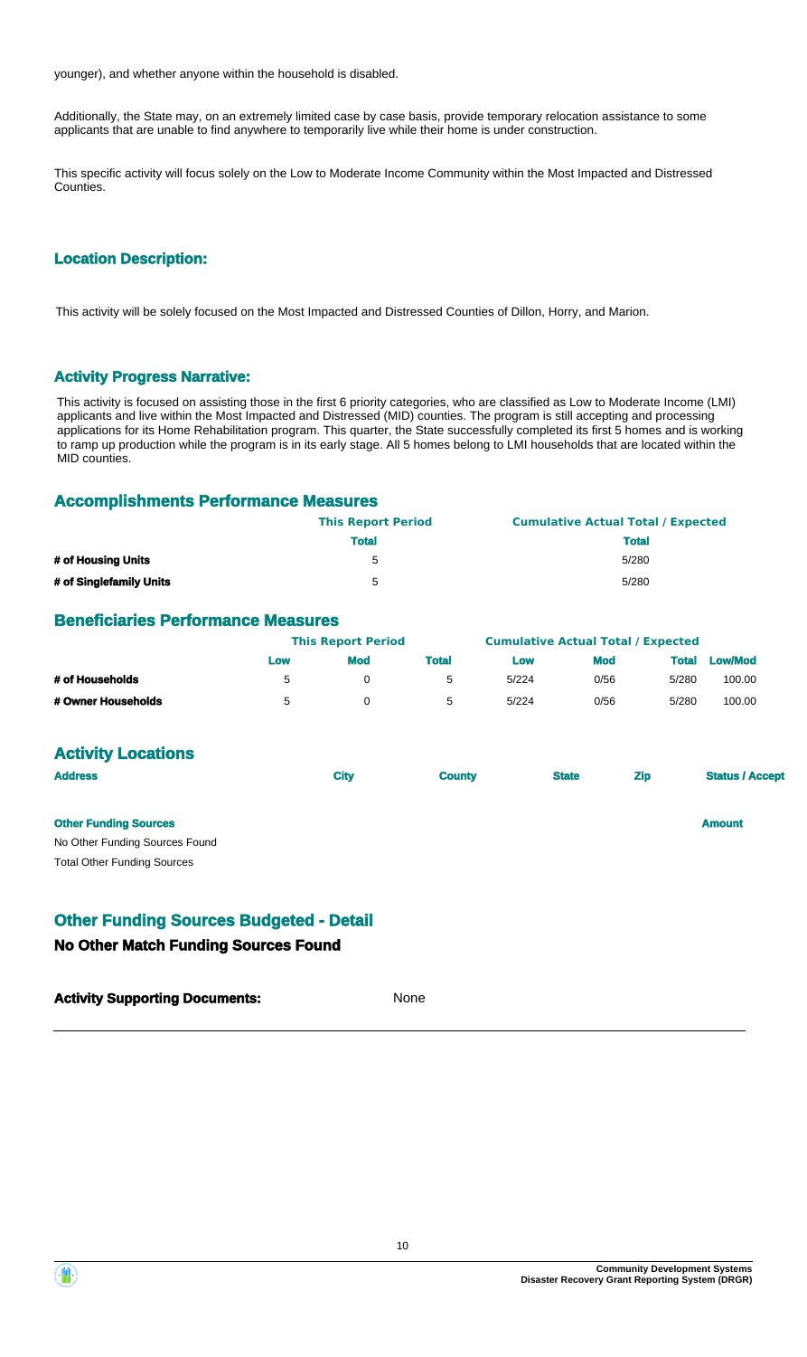younger), and whether anyone within the household is disabled.

Additionally, the State may, on an extremely limited case by case basis, provide temporary relocation assistance to some applicants that are unable to find anywhere to temporarily live while their home is under construction.

This specific activity will focus solely on the Low to Moderate Income Community within the Most Impacted and Distressed Counties.

### Location Description:

This activity will be solely focused on the Most Impacted and Distressed Counties of Dillon, Horry, and Marion.

### Activity Progress Narrative:

This activity is focused on assisting those in the first 6 priority categories, who are classified as Low to Moderate Income (LMI) applicants and live within the Most Impacted and Distressed (MID) counties. The program is still accepting and processing applications for its Home Rehabilitation program. This quarter, the State successfully completed its first 5 homes and is working to ramp up production while the program is in its early stage. All 5 homes belong to LMI households that are located within the MID counties.

## Accomplishments Performance Measures

| | This Report Period | Cumulative Actual Total / Expected |
|---|---|---|
| | Total | Total |
| # of Housing Units | 5 | 5/280 |
| # of Singlefamily Units | 5 | 5/280 |

## Beneficiaries Performance Measures

| | This Report Period | | | Cumulative Actual Total / Expected | | | |
|---|---|---|---|---|---|---|---|
| | Low | Mod | Total | Low | Mod | Total | Low/Mod |
| # of Households | 5 | 0 | 5 | 5/224 | 0/56 | 5/280 | 100.00 |
| # Owner Households | 5 | 0 | 5 | 5/224 | 0/56 | 5/280 | 100.00 |

## Activity Locations

| Address | City | County | State | Zip | Status / Accept |
|---|---|---|---|---|---|

| Other Funding Sources | Amount |
|---|---|
| No Other Funding Sources Found | |
| Total Other Funding Sources | |

## Other Funding Sources Budgeted - Detail

### No Other Match Funding Sources Found

**Activity Supporting Documents:** None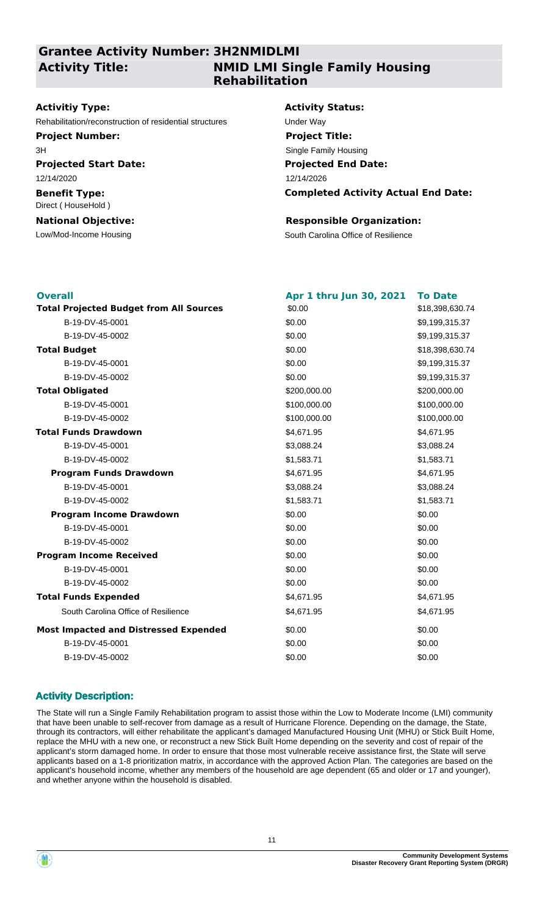## Grantee Activity Number: 3H2NMIDLMI

## Activity Title: NMID LMI Single Family Housing Rehabilitation

**Activitiy Type:**
Rehabilitation/reconstruction of residential structures

**Activity Status:**
Under Way

**Project Number:**
3H

**Project Title:**
Single Family Housing

**Projected Start Date:**
12/14/2020

**Projected End Date:**
12/14/2026

**Benefit Type:**
Direct ( HouseHold )

**Completed Activity Actual End Date:**

**National Objective:**
Low/Mod-Income Housing

**Responsible Organization:**
South Carolina Office of Resilience

| Overall | Apr 1 thru Jun 30, 2021 | To Date |
|---|---|---|
| **Total Projected Budget from All Sources** | $0.00 | $18,398,630.74 |
| B-19-DV-45-0001 | $0.00 | $9,199,315.37 |
| B-19-DV-45-0002 | $0.00 | $9,199,315.37 |
| **Total Budget** | $0.00 | $18,398,630.74 |
| B-19-DV-45-0001 | $0.00 | $9,199,315.37 |
| B-19-DV-45-0002 | $0.00 | $9,199,315.37 |
| **Total Obligated** | $200,000.00 | $200,000.00 |
| B-19-DV-45-0001 | $100,000.00 | $100,000.00 |
| B-19-DV-45-0002 | $100,000.00 | $100,000.00 |
| **Total Funds Drawdown** | $4,671.95 | $4,671.95 |
| B-19-DV-45-0001 | $3,088.24 | $3,088.24 |
| B-19-DV-45-0002 | $1,583.71 | $1,583.71 |
| **Program Funds Drawdown** | $4,671.95 | $4,671.95 |
| B-19-DV-45-0001 | $3,088.24 | $3,088.24 |
| B-19-DV-45-0002 | $1,583.71 | $1,583.71 |
| **Program Income Drawdown** | $0.00 | $0.00 |
| B-19-DV-45-0001 | $0.00 | $0.00 |
| B-19-DV-45-0002 | $0.00 | $0.00 |
| **Program Income Received** | $0.00 | $0.00 |
| B-19-DV-45-0001 | $0.00 | $0.00 |
| B-19-DV-45-0002 | $0.00 | $0.00 |
| **Total Funds Expended** | $4,671.95 | $4,671.95 |
| South Carolina Office of Resilience | $4,671.95 | $4,671.95 |
| **Most Impacted and Distressed Expended** | $0.00 | $0.00 |
| B-19-DV-45-0001 | $0.00 | $0.00 |
| B-19-DV-45-0002 | $0.00 | $0.00 |

### Activity Description:

The State will run a Single Family Rehabilitation program to assist those within the Low to Moderate Income (LMI) community that have been unable to self-recover from damage as a result of Hurricane Florence. Depending on the damage, the State, through its contractors, will either rehabilitate the applicant's damaged Manufactured Housing Unit (MHU) or Stick Built Home, replace the MHU with a new one, or reconstruct a new Stick Built Home depending on the severity and cost of repair of the applicant's storm damaged home. In order to ensure that those most vulnerable receive assistance first, the State will serve applicants based on a 1-8 prioritization matrix, in accordance with the approved Action Plan. The categories are based on the applicant's household income, whether any members of the household are age dependent (65 and older or 17 and younger), and whether anyone within the household is disabled.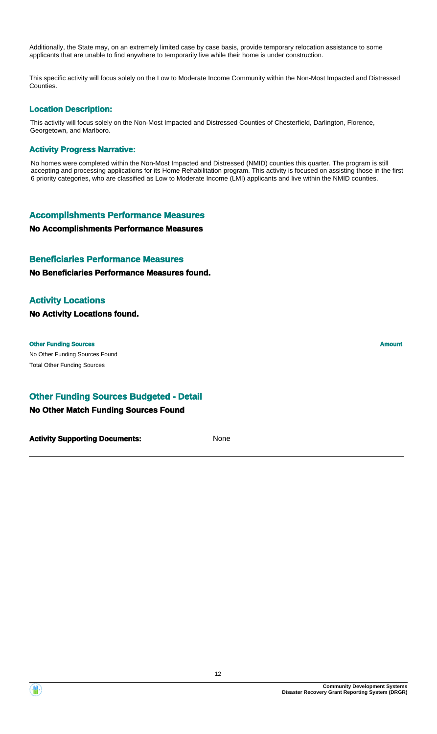Additionally, the State may, on an extremely limited case by case basis, provide temporary relocation assistance to some applicants that are unable to find anywhere to temporarily live while their home is under construction.

This specific activity will focus solely on the Low to Moderate Income Community within the Non-Most Impacted and Distressed Counties.

### Location Description:

This activity will focus solely on the Non-Most Impacted and Distressed Counties of Chesterfield, Darlington, Florence, Georgetown, and Marlboro.

### Activity Progress Narrative:

No homes were completed within the Non-Most Impacted and Distressed (NMID) counties this quarter. The program is still accepting and processing applications for its Home Rehabilitation program. This activity is focused on assisting those in the first 6 priority categories, who are classified as Low to Moderate Income (LMI) applicants and live within the NMID counties.

## Accomplishments Performance Measures

**No Accomplishments Performance Measures**

## Beneficiaries Performance Measures

**No Beneficiaries Performance Measures found.**

## Activity Locations

**No Activity Locations found.**

| Other Funding Sources | Amount |
| --- | --- |
| No Other Funding Sources Found | |
| Total Other Funding Sources | |

## Other Funding Sources Budgeted - Detail

**No Other Match Funding Sources Found**

**Activity Supporting Documents:** None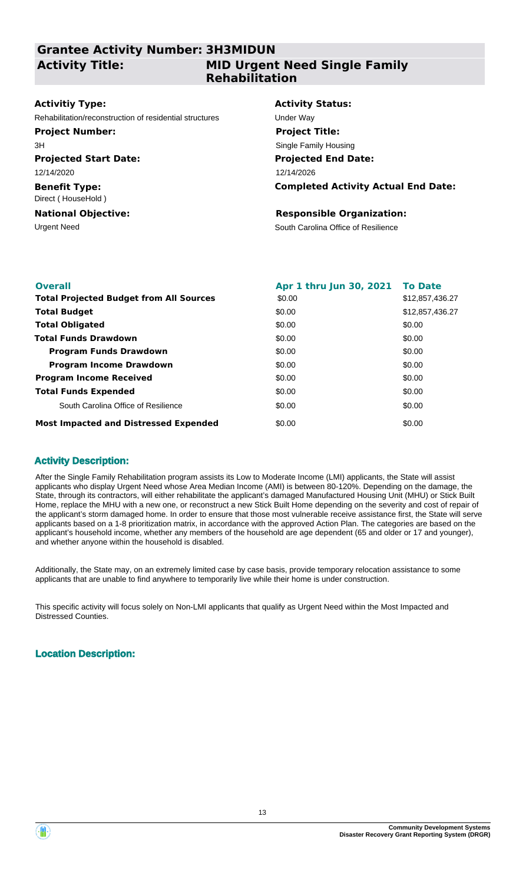## Grantee Activity Number: 3H3MIDUN

## Activity Title: MID Urgent Need Single Family Rehabilitation

**Activitiy Type:**
Rehabilitation/reconstruction of residential structures

**Activity Status:**
Under Way

**Project Number:**
3H

**Project Title:**
Single Family Housing

**Projected Start Date:**
12/14/2020

**Projected End Date:**
12/14/2026

**Benefit Type:**
Direct ( HouseHold )

**Completed Activity Actual End Date:**

**National Objective:**
Urgent Need

**Responsible Organization:**
South Carolina Office of Resilience

| Overall | Apr 1 thru Jun 30, 2021 | To Date |
|---|---|---|
| **Total Projected Budget from All Sources** | \$0.00 | \$12,857,436.27 |
| **Total Budget** | \$0.00 | \$12,857,436.27 |
| **Total Obligated** | \$0.00 | \$0.00 |
| **Total Funds Drawdown** | \$0.00 | \$0.00 |
| **Program Funds Drawdown** | \$0.00 | \$0.00 |
| **Program Income Drawdown** | \$0.00 | \$0.00 |
| **Program Income Received** | \$0.00 | \$0.00 |
| **Total Funds Expended** | \$0.00 | \$0.00 |
| South Carolina Office of Resilience | \$0.00 | \$0.00 |
| **Most Impacted and Distressed Expended** | \$0.00 | \$0.00 |

### Activity Description:

After the Single Family Rehabilitation program assists its Low to Moderate Income (LMI) applicants, the State will assist applicants who display Urgent Need whose Area Median Income (AMI) is between 80-120%. Depending on the damage, the State, through its contractors, will either rehabilitate the applicant's damaged Manufactured Housing Unit (MHU) or Stick Built Home, replace the MHU with a new one, or reconstruct a new Stick Built Home depending on the severity and cost of repair of the applicant's storm damaged home. In order to ensure that those most vulnerable receive assistance first, the State will serve applicants based on a 1-8 prioritization matrix, in accordance with the approved Action Plan. The categories are based on the applicant's household income, whether any members of the household are age dependent (65 and older or 17 and younger), and whether anyone within the household is disabled.

Additionally, the State may, on an extremely limited case by case basis, provide temporary relocation assistance to some applicants that are unable to find anywhere to temporarily live while their home is under construction.

This specific activity will focus solely on Non-LMI applicants that qualify as Urgent Need within the Most Impacted and Distressed Counties.

### Location Description: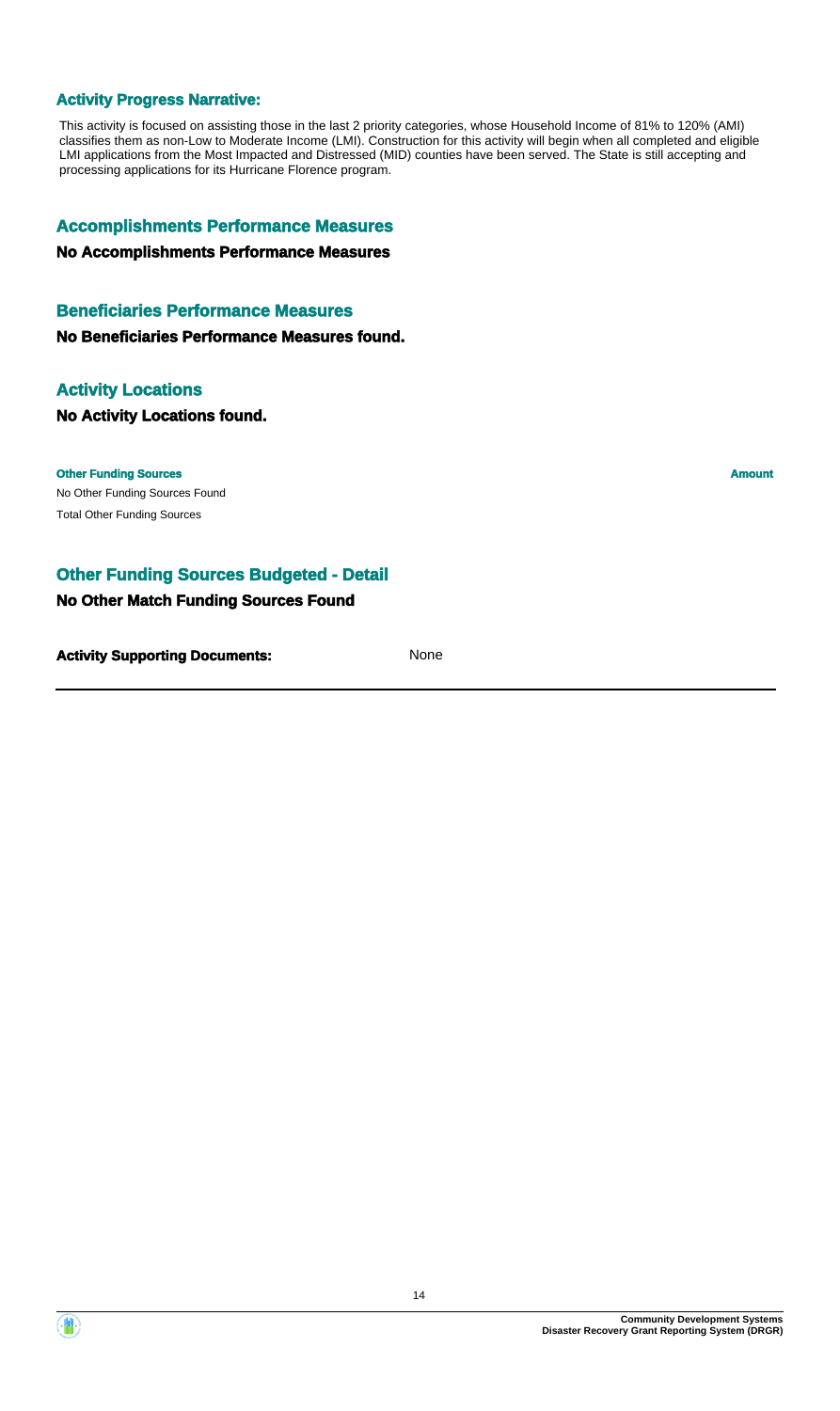### Activity Progress Narrative:

This activity is focused on assisting those in the last 2 priority categories, whose Household Income of 81% to 120% (AMI) classifies them as non-Low to Moderate Income (LMI). Construction for this activity will begin when all completed and eligible LMI applications from the Most Impacted and Distressed (MID) counties have been served. The State is still accepting and processing applications for its Hurricane Florence program.

## Accomplishments Performance Measures

### No Accomplishments Performance Measures

## Beneficiaries Performance Measures

### No Beneficiaries Performance Measures found.

## Activity Locations

### No Activity Locations found.

| Other Funding Sources | Amount |
| --- | --- |
| No Other Funding Sources Found | |
| Total Other Funding Sources | |

## Other Funding Sources Budgeted - Detail

### No Other Match Funding Sources Found

**Activity Supporting Documents:** None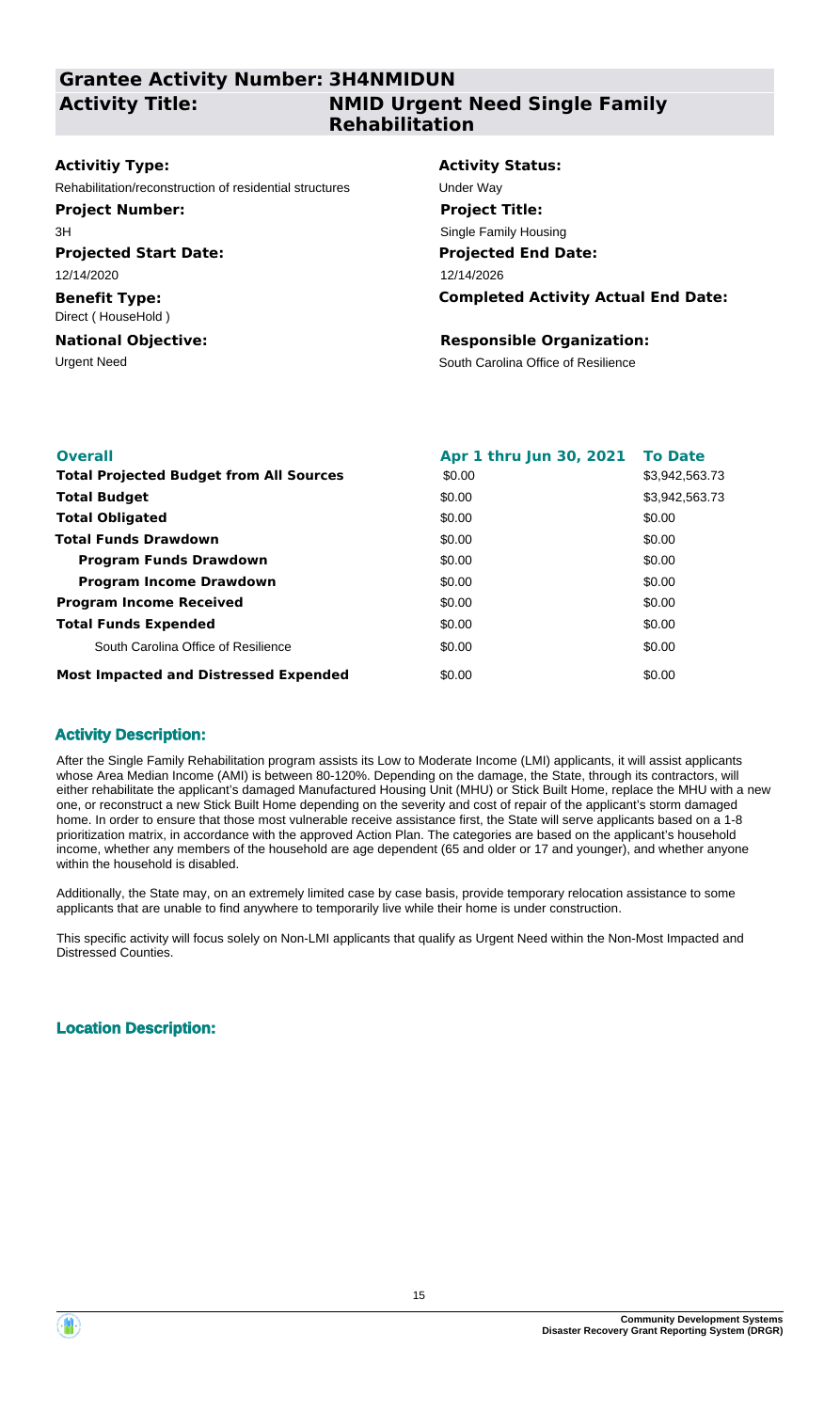## Grantee Activity Number: 3H4NMIDUN

## Activity Title: NMID Urgent Need Single Family Rehabilitation

**Activitiy Type:**
Rehabilitation/reconstruction of residential structures

**Activity Status:**
Under Way

**Project Number:**
3H

**Project Title:**
Single Family Housing

**Projected Start Date:**
12/14/2020

**Projected End Date:**
12/14/2026

**Benefit Type:**
Direct ( HouseHold )

**Completed Activity Actual End Date:**

**National Objective:**
Urgent Need

**Responsible Organization:**
South Carolina Office of Resilience

| Overall | Apr 1 thru Jun 30, 2021 | To Date |
|---|---|---|
| **Total Projected Budget from All Sources** | $0.00 | $3,942,563.73 |
| **Total Budget** | $0.00 | $3,942,563.73 |
| **Total Obligated** | $0.00 | $0.00 |
| **Total Funds Drawdown** | $0.00 | $0.00 |
| **Program Funds Drawdown** | $0.00 | $0.00 |
| **Program Income Drawdown** | $0.00 | $0.00 |
| **Program Income Received** | $0.00 | $0.00 |
| **Total Funds Expended** | $0.00 | $0.00 |
| South Carolina Office of Resilience | $0.00 | $0.00 |
| **Most Impacted and Distressed Expended** | $0.00 | $0.00 |

### Activity Description:

After the Single Family Rehabilitation program assists its Low to Moderate Income (LMI) applicants, it will assist applicants whose Area Median Income (AMI) is between 80-120%. Depending on the damage, the State, through its contractors, will either rehabilitate the applicant's damaged Manufactured Housing Unit (MHU) or Stick Built Home, replace the MHU with a new one, or reconstruct a new Stick Built Home depending on the severity and cost of repair of the applicant's storm damaged home. In order to ensure that those most vulnerable receive assistance first, the State will serve applicants based on a 1-8 prioritization matrix, in accordance with the approved Action Plan. The categories are based on the applicant's household income, whether any members of the household are age dependent (65 and older or 17 and younger), and whether anyone within the household is disabled.

Additionally, the State may, on an extremely limited case by case basis, provide temporary relocation assistance to some applicants that are unable to find anywhere to temporarily live while their home is under construction.

This specific activity will focus solely on Non-LMI applicants that qualify as Urgent Need within the Non-Most Impacted and Distressed Counties.

### Location Description: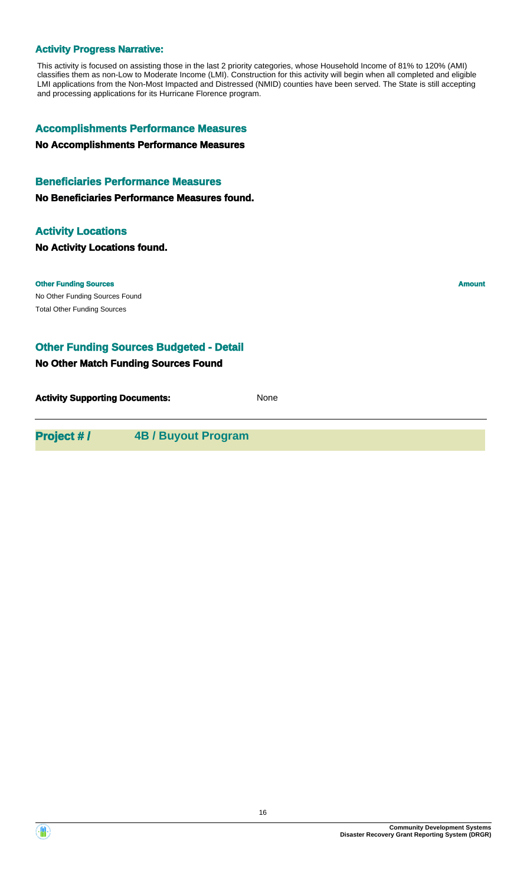### Activity Progress Narrative:

This activity is focused on assisting those in the last 2 priority categories, whose Household Income of 81% to 120% (AMI) classifies them as non-Low to Moderate Income (LMI). Construction for this activity will begin when all completed and eligible LMI applications from the Non-Most Impacted and Distressed (NMID) counties have been served. The State is still accepting and processing applications for its Hurricane Florence program.

## Accomplishments Performance Measures

**No Accomplishments Performance Measures**

## Beneficiaries Performance Measures

**No Beneficiaries Performance Measures found.**

## Activity Locations

**No Activity Locations found.**

| Other Funding Sources | Amount |
| --- | --- |
| No Other Funding Sources Found | |
| Total Other Funding Sources | |

## Other Funding Sources Budgeted - Detail

**No Other Match Funding Sources Found**

**Activity Supporting Documents:** None

## Project # / 4B / Buyout Program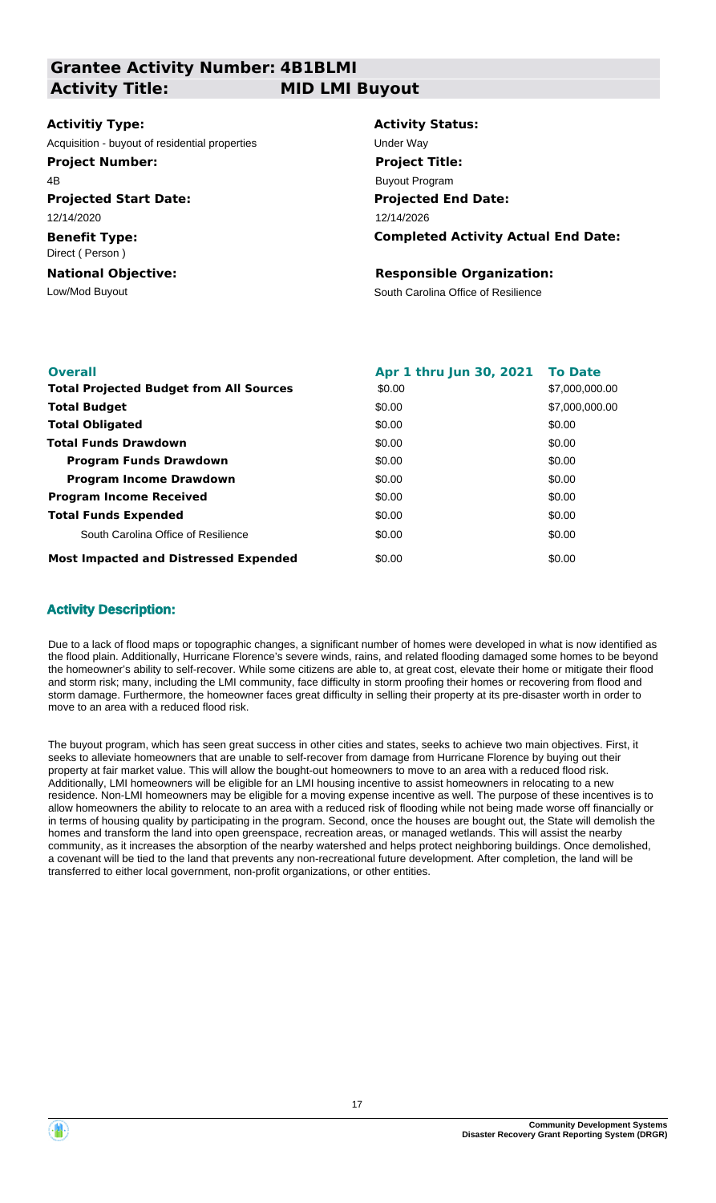## Grantee Activity Number: 4B1BLMI
## Activity Title: MID LMI Buyout

**Activitiy Type:**
Acquisition - buyout of residential properties

**Activity Status:**
Under Way

**Project Number:**
4B

**Project Title:**
Buyout Program

**Projected Start Date:**
12/14/2020

**Projected End Date:**
12/14/2026

**Benefit Type:**
Direct ( Person )

**Completed Activity Actual End Date:**

**National Objective:**
Low/Mod Buyout

**Responsible Organization:**
South Carolina Office of Resilience

| Overall | Apr 1 thru Jun 30, 2021 | To Date |
|---|---|---|
| **Total Projected Budget from All Sources** | $0.00 | $7,000,000.00 |
| **Total Budget** | $0.00 | $7,000,000.00 |
| **Total Obligated** | $0.00 | $0.00 |
| **Total Funds Drawdown** | $0.00 | $0.00 |
| **Program Funds Drawdown** | $0.00 | $0.00 |
| **Program Income Drawdown** | $0.00 | $0.00 |
| **Program Income Received** | $0.00 | $0.00 |
| **Total Funds Expended** | $0.00 | $0.00 |
| South Carolina Office of Resilience | $0.00 | $0.00 |
| **Most Impacted and Distressed Expended** | $0.00 | $0.00 |

### Activity Description:

Due to a lack of flood maps or topographic changes, a significant number of homes were developed in what is now identified as the flood plain. Additionally, Hurricane Florence's severe winds, rains, and related flooding damaged some homes to be beyond the homeowner's ability to self-recover. While some citizens are able to, at great cost, elevate their home or mitigate their flood and storm risk; many, including the LMI community, face difficulty in storm proofing their homes or recovering from flood and storm damage. Furthermore, the homeowner faces great difficulty in selling their property at its pre-disaster worth in order to move to an area with a reduced flood risk.

The buyout program, which has seen great success in other cities and states, seeks to achieve two main objectives. First, it seeks to alleviate homeowners that are unable to self-recover from damage from Hurricane Florence by buying out their property at fair market value. This will allow the bought-out homeowners to move to an area with a reduced flood risk. Additionally, LMI homeowners will be eligible for an LMI housing incentive to assist homeowners in relocating to a new residence. Non-LMI homeowners may be eligible for a moving expense incentive as well. The purpose of these incentives is to allow homeowners the ability to relocate to an area with a reduced risk of flooding while not being made worse off financially or in terms of housing quality by participating in the program. Second, once the houses are bought out, the State will demolish the homes and transform the land into open greenspace, recreation areas, or managed wetlands. This will assist the nearby community, as it increases the absorption of the nearby watershed and helps protect neighboring buildings. Once demolished, a covenant will be tied to the land that prevents any non-recreational future development. After completion, the land will be transferred to either local government, non-profit organizations, or other entities.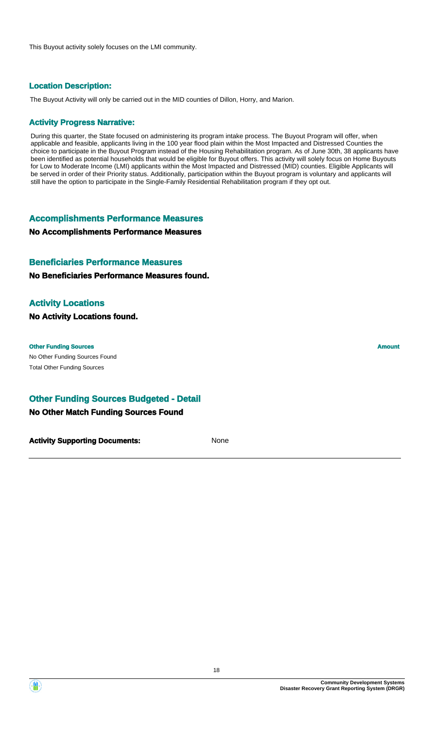This Buyout activity solely focuses on the LMI community.

### Location Description:

The Buyout Activity will only be carried out in the MID counties of Dillon, Horry, and Marion.

### Activity Progress Narrative:

During this quarter, the State focused on administering its program intake process. The Buyout Program will offer, when applicable and feasible, applicants living in the 100 year flood plain within the Most Impacted and Distressed Counties the choice to participate in the Buyout Program instead of the Housing Rehabilitation program. As of June 30th, 38 applicants have been identified as potential households that would be eligible for Buyout offers. This activity will solely focus on Home Buyouts for Low to Moderate Income (LMI) applicants within the Most Impacted and Distressed (MID) counties. Eligible Applicants will be served in order of their Priority status. Additionally, participation within the Buyout program is voluntary and applicants will still have the option to participate in the Single-Family Residential Rehabilitation program if they opt out.

## Accomplishments Performance Measures

**No Accomplishments Performance Measures**

## Beneficiaries Performance Measures

**No Beneficiaries Performance Measures found.**

## Activity Locations

**No Activity Locations found.**

| Other Funding Sources | Amount |
|---|---|
| No Other Funding Sources Found | |
| Total Other Funding Sources | |

## Other Funding Sources Budgeted - Detail

**No Other Match Funding Sources Found**

**Activity Supporting Documents:** None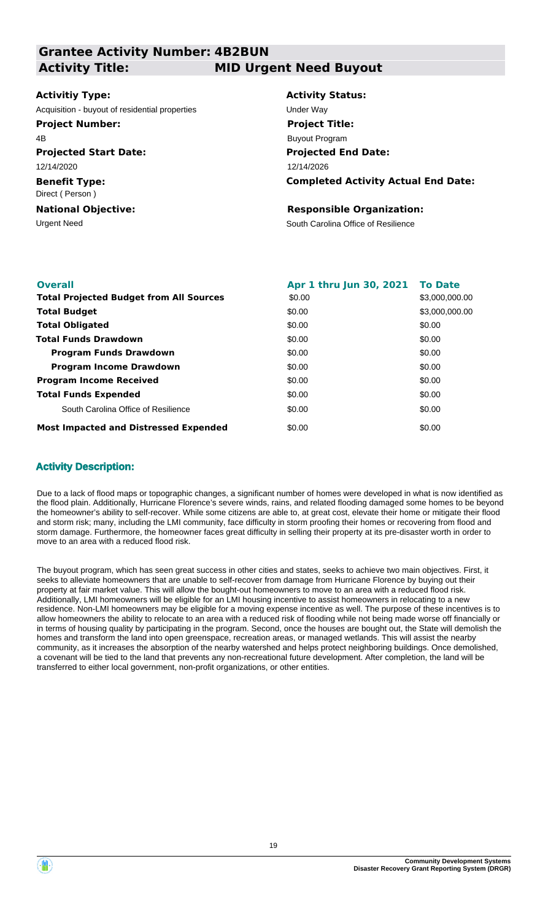## Grantee Activity Number: 4B2BUN

## Activity Title: MID Urgent Need Buyout

**Activitiy Type:**
Acquisition - buyout of residential properties

**Activity Status:**
Under Way

**Project Number:**
4B

**Project Title:**
Buyout Program

**Projected Start Date:**
12/14/2020

**Projected End Date:**
12/14/2026

**Benefit Type:**
Direct ( Person )

**Completed Activity Actual End Date:**

**National Objective:**
Urgent Need

**Responsible Organization:**
South Carolina Office of Resilience

| Overall | Apr 1 thru Jun 30, 2021 | To Date |
|---|---|---|
| **Total Projected Budget from All Sources** | \$0.00 | \$3,000,000.00 |
| **Total Budget** | \$0.00 | \$3,000,000.00 |
| **Total Obligated** | \$0.00 | \$0.00 |
| **Total Funds Drawdown** | \$0.00 | \$0.00 |
| **Program Funds Drawdown** | \$0.00 | \$0.00 |
| **Program Income Drawdown** | \$0.00 | \$0.00 |
| **Program Income Received** | \$0.00 | \$0.00 |
| **Total Funds Expended** | \$0.00 | \$0.00 |
| South Carolina Office of Resilience | \$0.00 | \$0.00 |
| **Most Impacted and Distressed Expended** | \$0.00 | \$0.00 |

### Activity Description:

Due to a lack of flood maps or topographic changes, a significant number of homes were developed in what is now identified as the flood plain. Additionally, Hurricane Florence's severe winds, rains, and related flooding damaged some homes to be beyond the homeowner's ability to self-recover. While some citizens are able to, at great cost, elevate their home or mitigate their flood and storm risk; many, including the LMI community, face difficulty in storm proofing their homes or recovering from flood and storm damage. Furthermore, the homeowner faces great difficulty in selling their property at its pre-disaster worth in order to move to an area with a reduced flood risk.

The buyout program, which has seen great success in other cities and states, seeks to achieve two main objectives. First, it seeks to alleviate homeowners that are unable to self-recover from damage from Hurricane Florence by buying out their property at fair market value. This will allow the bought-out homeowners to move to an area with a reduced flood risk. Additionally, LMI homeowners will be eligible for an LMI housing incentive to assist homeowners in relocating to a new residence. Non-LMI homeowners may be eligible for a moving expense incentive as well. The purpose of these incentives is to allow homeowners the ability to relocate to an area with a reduced risk of flooding while not being made worse off financially or in terms of housing quality by participating in the program. Second, once the houses are bought out, the State will demolish the homes and transform the land into open greenspace, recreation areas, or managed wetlands. This will assist the nearby community, as it increases the absorption of the nearby watershed and helps protect neighboring buildings. Once demolished, a covenant will be tied to the land that prevents any non-recreational future development. After completion, the land will be transferred to either local government, non-profit organizations, or other entities.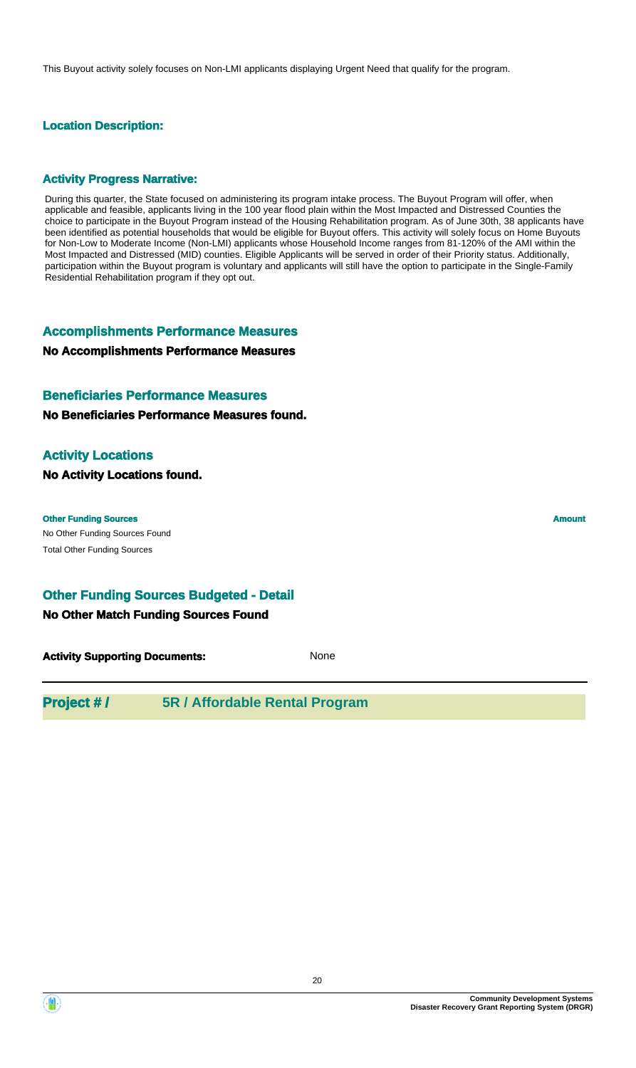This Buyout activity solely focuses on Non-LMI applicants displaying Urgent Need that qualify for the program.

### Location Description:

### Activity Progress Narrative:

During this quarter, the State focused on administering its program intake process. The Buyout Program will offer, when applicable and feasible, applicants living in the 100 year flood plain within the Most Impacted and Distressed Counties the choice to participate in the Buyout Program instead of the Housing Rehabilitation program. As of June 30th, 38 applicants have been identified as potential households that would be eligible for Buyout offers. This activity will solely focus on Home Buyouts for Non-Low to Moderate Income (Non-LMI) applicants whose Household Income ranges from 81-120% of the AMI within the Most Impacted and Distressed (MID) counties. Eligible Applicants will be served in order of their Priority status. Additionally, participation within the Buyout program is voluntary and applicants will still have the option to participate in the Single-Family Residential Rehabilitation program if they opt out.

## Accomplishments Performance Measures

**No Accomplishments Performance Measures**

## Beneficiaries Performance Measures

**No Beneficiaries Performance Measures found.**

## Activity Locations

**No Activity Locations found.**

| Other Funding Sources | Amount |
|---|---|
| No Other Funding Sources Found | |
| Total Other Funding Sources | |

## Other Funding Sources Budgeted - Detail

**No Other Match Funding Sources Found**

**Activity Supporting Documents:** None

## Project # / 5R / Affordable Rental Program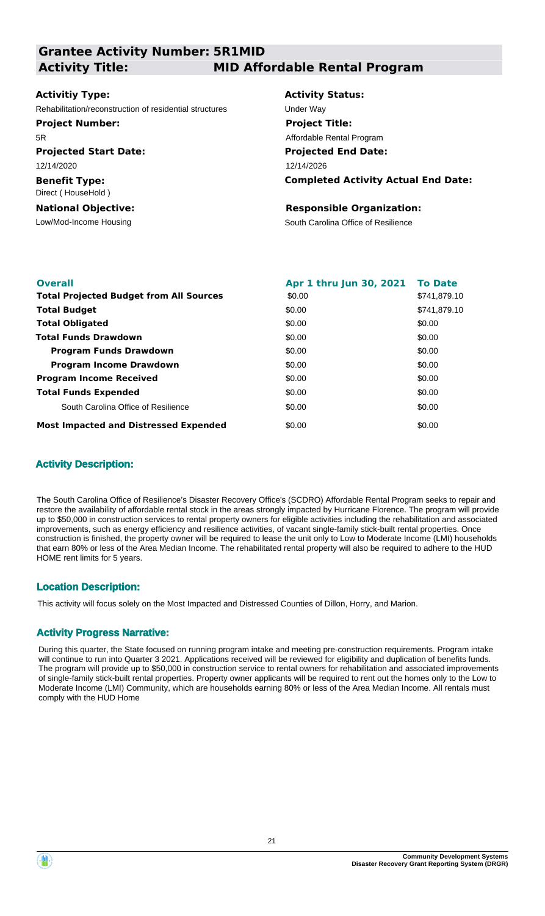## Grantee Activity Number: 5R1MID

## Activity Title: MID Affordable Rental Program

**Activitiy Type:**
Rehabilitation/reconstruction of residential structures

**Activity Status:**
Under Way

**Project Number:**
5R

**Project Title:**
Affordable Rental Program

**Projected Start Date:**
12/14/2020

**Projected End Date:**
12/14/2026

**Benefit Type:**
Direct ( HouseHold )

**Completed Activity Actual End Date:**

**National Objective:**
Low/Mod-Income Housing

**Responsible Organization:**
South Carolina Office of Resilience

| Overall | Apr 1 thru Jun 30, 2021 | To Date |
|---|---|---|
| **Total Projected Budget from All Sources** | $0.00 | $741,879.10 |
| **Total Budget** | $0.00 | $741,879.10 |
| **Total Obligated** | $0.00 | $0.00 |
| **Total Funds Drawdown** | $0.00 | $0.00 |
| **Program Funds Drawdown** | $0.00 | $0.00 |
| **Program Income Drawdown** | $0.00 | $0.00 |
| **Program Income Received** | $0.00 | $0.00 |
| **Total Funds Expended** | $0.00 | $0.00 |
| South Carolina Office of Resilience | $0.00 | $0.00 |
| **Most Impacted and Distressed Expended** | $0.00 | $0.00 |

### Activity Description:

The South Carolina Office of Resilience's Disaster Recovery Office's (SCDRO) Affordable Rental Program seeks to repair and restore the availability of affordable rental stock in the areas strongly impacted by Hurricane Florence. The program will provide up to $50,000 in construction services to rental property owners for eligible activities including the rehabilitation and associated improvements, such as energy efficiency and resilience activities, of vacant single-family stick-built rental properties. Once construction is finished, the property owner will be required to lease the unit only to Low to Moderate Income (LMI) households that earn 80% or less of the Area Median Income. The rehabilitated rental property will also be required to adhere to the HUD HOME rent limits for 5 years.

### Location Description:

This activity will focus solely on the Most Impacted and Distressed Counties of Dillon, Horry, and Marion.

### Activity Progress Narrative:

During this quarter, the State focused on running program intake and meeting pre-construction requirements. Program intake will continue to run into Quarter 3 2021. Applications received will be reviewed for eligibility and duplication of benefits funds. The program will provide up to $50,000 in construction service to rental owners for rehabilitation and associated improvements of single-family stick-built rental properties. Property owner applicants will be required to rent out the homes only to the Low to Moderate Income (LMI) Community, which are households earning 80% or less of the Area Median Income. All rentals must comply with the HUD Home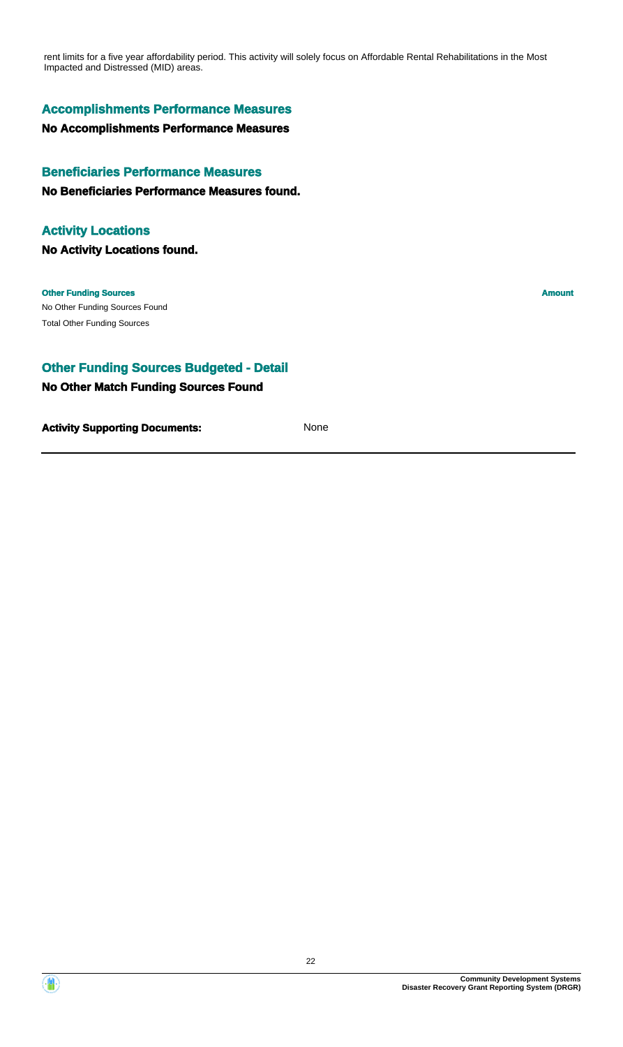rent limits for a five year affordability period. This activity will solely focus on Affordable Rental Rehabilitations in the Most Impacted and Distressed (MID) areas.

## Accomplishments Performance Measures

**No Accomplishments Performance Measures**

## Beneficiaries Performance Measures

**No Beneficiaries Performance Measures found.**

## Activity Locations

**No Activity Locations found.**

| Other Funding Sources | Amount |
| --- | --- |
| No Other Funding Sources Found | |
| Total Other Funding Sources | |

## Other Funding Sources Budgeted - Detail

**No Other Match Funding Sources Found**

**Activity Supporting Documents:** None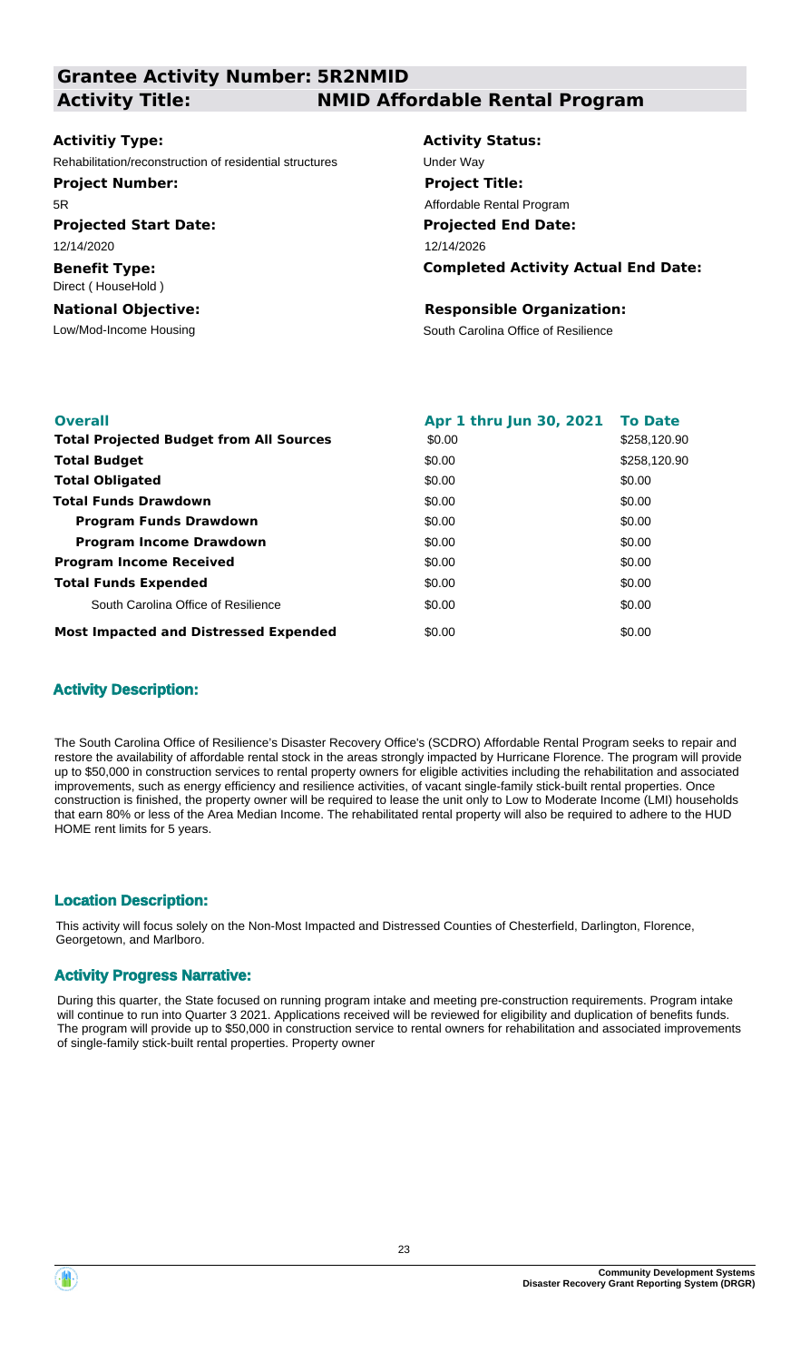## Grantee Activity Number: 5R2NMID

## Activity Title: NMID Affordable Rental Program

**Activitiy Type:**
Rehabilitation/reconstruction of residential structures

**Activity Status:**
Under Way

**Project Number:**
5R

**Project Title:**
Affordable Rental Program

**Projected Start Date:**
12/14/2020

**Projected End Date:**
12/14/2026

**Benefit Type:**
Direct ( HouseHold )

**Completed Activity Actual End Date:**

**National Objective:**
Low/Mod-Income Housing

**Responsible Organization:**
South Carolina Office of Resilience

| Overall | Apr 1 thru Jun 30, 2021 | To Date |
|---|---|---|
| **Total Projected Budget from All Sources** | \$0.00 | \$258,120.90 |
| **Total Budget** | \$0.00 | \$258,120.90 |
| **Total Obligated** | \$0.00 | \$0.00 |
| **Total Funds Drawdown** | \$0.00 | \$0.00 |
| **Program Funds Drawdown** | \$0.00 | \$0.00 |
| **Program Income Drawdown** | \$0.00 | \$0.00 |
| **Program Income Received** | \$0.00 | \$0.00 |
| **Total Funds Expended** | \$0.00 | \$0.00 |
| South Carolina Office of Resilience | \$0.00 | \$0.00 |
| **Most Impacted and Distressed Expended** | \$0.00 | \$0.00 |

### Activity Description:

The South Carolina Office of Resilience's Disaster Recovery Office's (SCDRO) Affordable Rental Program seeks to repair and restore the availability of affordable rental stock in the areas strongly impacted by Hurricane Florence. The program will provide up to \$50,000 in construction services to rental property owners for eligible activities including the rehabilitation and associated improvements, such as energy efficiency and resilience activities, of vacant single-family stick-built rental properties. Once construction is finished, the property owner will be required to lease the unit only to Low to Moderate Income (LMI) households that earn 80% or less of the Area Median Income. The rehabilitated rental property will also be required to adhere to the HUD HOME rent limits for 5 years.

### Location Description:

This activity will focus solely on the Non-Most Impacted and Distressed Counties of Chesterfield, Darlington, Florence, Georgetown, and Marlboro.

### Activity Progress Narrative:

During this quarter, the State focused on running program intake and meeting pre-construction requirements. Program intake will continue to run into Quarter 3 2021. Applications received will be reviewed for eligibility and duplication of benefits funds. The program will provide up to \$50,000 in construction service to rental owners for rehabilitation and associated improvements of single-family stick-built rental properties. Property owner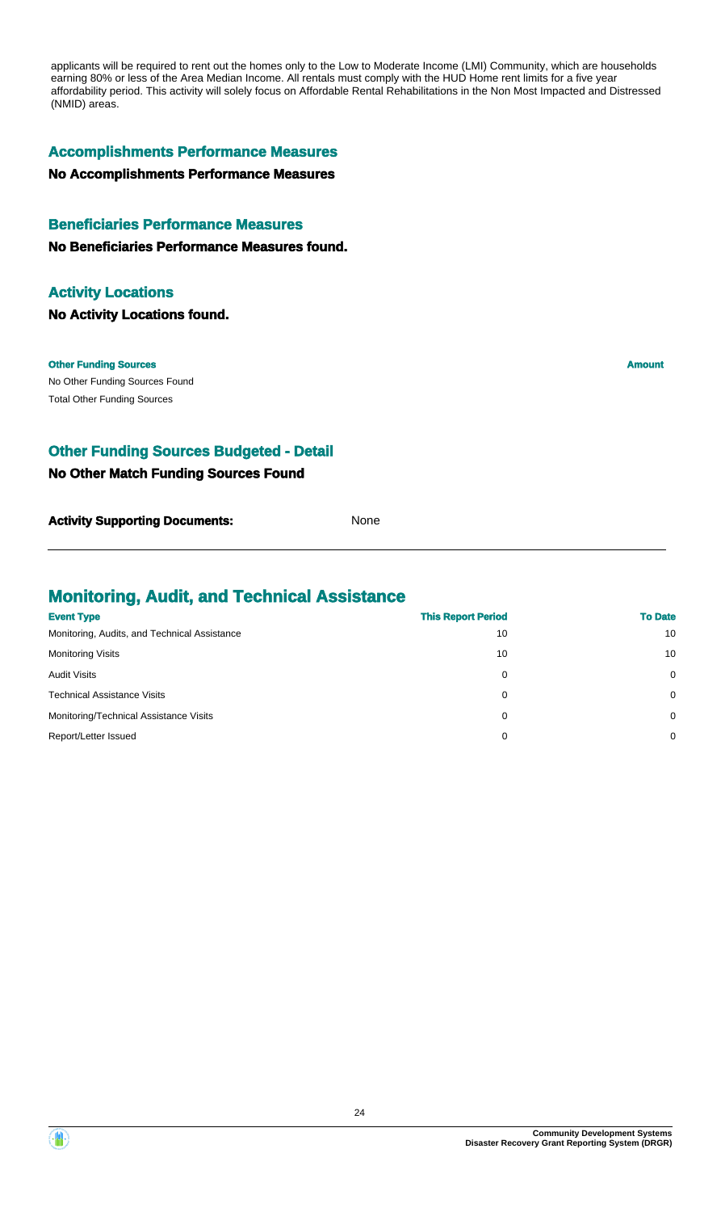applicants will be required to rent out the homes only to the Low to Moderate Income (LMI) Community, which are households earning 80% or less of the Area Median Income. All rentals must comply with the HUD Home rent limits for a five year affordability period. This activity will solely focus on Affordable Rental Rehabilitations in the Non Most Impacted and Distressed (NMID) areas.

### Accomplishments Performance Measures

**No Accomplishments Performance Measures**

### Beneficiaries Performance Measures

**No Beneficiaries Performance Measures found.**

### Activity Locations

**No Activity Locations found.**

| Other Funding Sources | Amount |
|---|---|
| No Other Funding Sources Found | |
| Total Other Funding Sources | |

### Other Funding Sources Budgeted - Detail

**No Other Match Funding Sources Found**

**Activity Supporting Documents:** None

## Monitoring, Audit, and Technical Assistance

| Event Type | This Report Period | To Date |
|---|---|---|
| Monitoring, Audits, and Technical Assistance | 10 | 10 |
| Monitoring Visits | 10 | 10 |
| Audit Visits | 0 | 0 |
| Technical Assistance Visits | 0 | 0 |
| Monitoring/Technical Assistance Visits | 0 | 0 |
| Report/Letter Issued | 0 | 0 |